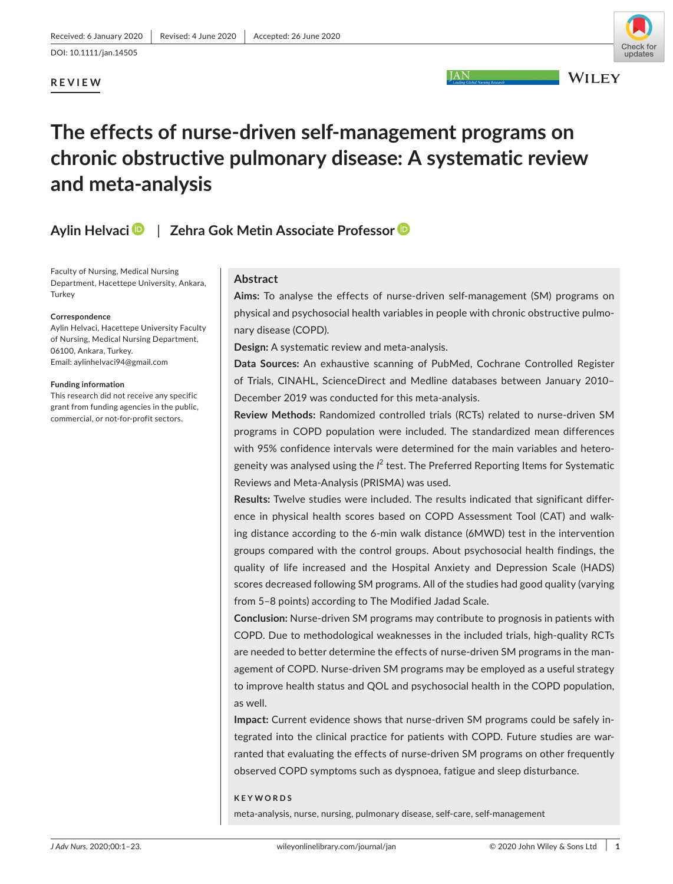Received: 6 January 2020 | Revised: 4 June 2020 | Accepted: 26 June 2020

DOI: 10.1111/jan.14505

**REVIEW**

# The effects of nurse-driven self-management programs on chronic obstructive pulmonary disease: A systematic review and meta-analysis

**Aylin Helvaci** | **Zehra Gok Metin Associate Professor**

Faculty of Nursing, Medical Nursing Department, Hacettepe University, Ankara, Turkey

**Correspondence**
Aylin Helvaci, Hacettepe University Faculty of Nursing, Medical Nursing Department, 06100, Ankara, Turkey.
Email: aylinhelvaci94@gmail.com

**Funding information**
This research did not receive any specific grant from funding agencies in the public, commercial, or not-for-profit sectors.

## Abstract

**Aims:** To analyse the effects of nurse-driven self-management (SM) programs on physical and psychosocial health variables in people with chronic obstructive pulmonary disease (COPD).

**Design:** A systematic review and meta-analysis.

**Data Sources:** An exhaustive scanning of PubMed, Cochrane Controlled Register of Trials, CINAHL, ScienceDirect and Medline databases between January 2010–December 2019 was conducted for this meta-analysis.

**Review Methods:** Randomized controlled trials (RCTs) related to nurse-driven SM programs in COPD population were included. The standardized mean differences with 95% confidence intervals were determined for the main variables and heterogeneity was analysed using the $I^2$ test. The Preferred Reporting Items for Systematic Reviews and Meta-Analysis (PRISMA) was used.

**Results:** Twelve studies were included. The results indicated that significant difference in physical health scores based on COPD Assessment Tool (CAT) and walking distance according to the 6-min walk distance (6MWD) test in the intervention groups compared with the control groups. About psychosocial health findings, the quality of life increased and the Hospital Anxiety and Depression Scale (HADS) scores decreased following SM programs. All of the studies had good quality (varying from 5–8 points) according to The Modified Jadad Scale.

**Conclusion:** Nurse-driven SM programs may contribute to prognosis in patients with COPD. Due to methodological weaknesses in the included trials, high-quality RCTs are needed to better determine the effects of nurse-driven SM programs in the management of COPD. Nurse-driven SM programs may be employed as a useful strategy to improve health status and QOL and psychosocial health in the COPD population, as well.

**Impact:** Current evidence shows that nurse-driven SM programs could be safely integrated into the clinical practice for patients with COPD. Future studies are warranted that evaluating the effects of nurse-driven SM programs on other frequently observed COPD symptoms such as dyspnoea, fatigue and sleep disturbance.

**KEYWORDS**

meta-analysis, nurse, nursing, pulmonary disease, self-care, self-management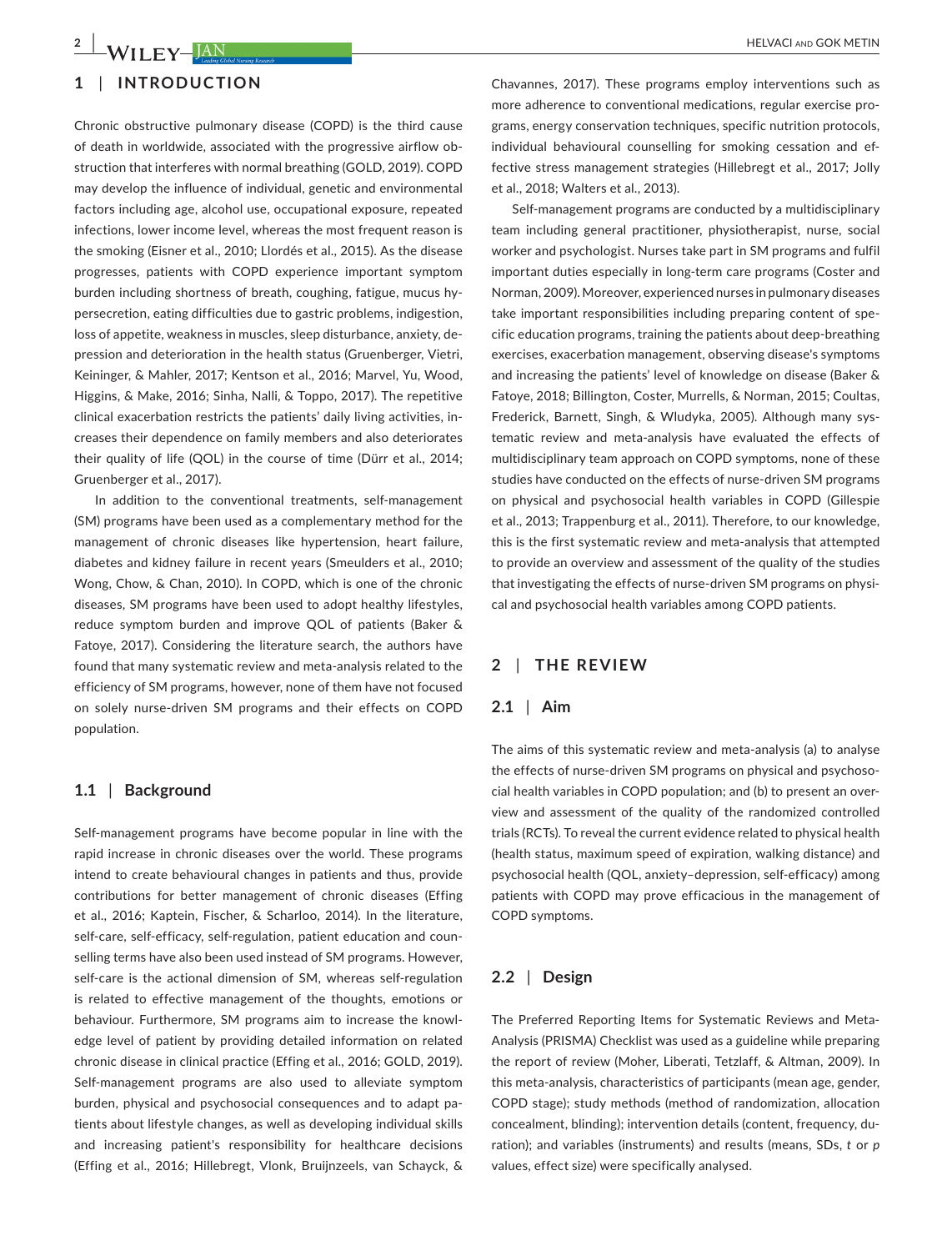## 1 | INTRODUCTION

Chronic obstructive pulmonary disease (COPD) is the third cause of death in worldwide, associated with the progressive airflow obstruction that interferes with normal breathing (GOLD, 2019). COPD may develop the influence of individual, genetic and environmental factors including age, alcohol use, occupational exposure, repeated infections, lower income level, whereas the most frequent reason is the smoking (Eisner et al., 2010; Llordés et al., 2015). As the disease progresses, patients with COPD experience important symptom burden including shortness of breath, coughing, fatigue, mucus hypersecretion, eating difficulties due to gastric problems, indigestion, loss of appetite, weakness in muscles, sleep disturbance, anxiety, depression and deterioration in the health status (Gruenberger, Vietri, Keininger, & Mahler, 2017; Kentson et al., 2016; Marvel, Yu, Wood, Higgins, & Make, 2016; Sinha, Nalli, & Toppo, 2017). The repetitive clinical exacerbation restricts the patients' daily living activities, increases their dependence on family members and also deteriorates their quality of life (QOL) in the course of time (Dürr et al., 2014; Gruenberger et al., 2017).

In addition to the conventional treatments, self-management (SM) programs have been used as a complementary method for the management of chronic diseases like hypertension, heart failure, diabetes and kidney failure in recent years (Smeulders et al., 2010; Wong, Chow, & Chan, 2010). In COPD, which is one of the chronic diseases, SM programs have been used to adopt healthy lifestyles, reduce symptom burden and improve QOL of patients (Baker & Fatoye, 2017). Considering the literature search, the authors have found that many systematic review and meta-analysis related to the efficiency of SM programs, however, none of them have not focused on solely nurse-driven SM programs and their effects on COPD population.

### 1.1 | Background

Self-management programs have become popular in line with the rapid increase in chronic diseases over the world. These programs intend to create behavioural changes in patients and thus, provide contributions for better management of chronic diseases (Effing et al., 2016; Kaptein, Fischer, & Scharloo, 2014). In the literature, self-care, self-efficacy, self-regulation, patient education and counselling terms have also been used instead of SM programs. However, self-care is the actional dimension of SM, whereas self-regulation is related to effective management of the thoughts, emotions or behaviour. Furthermore, SM programs aim to increase the knowledge level of patient by providing detailed information on related chronic disease in clinical practice (Effing et al., 2016; GOLD, 2019). Self-management programs are also used to alleviate symptom burden, physical and psychosocial consequences and to adapt patients about lifestyle changes, as well as developing individual skills and increasing patient's responsibility for healthcare decisions (Effing et al., 2016; Hillebregt, Vlonk, Bruijnzeels, van Schayck, & Chavannes, 2017). These programs employ interventions such as more adherence to conventional medications, regular exercise programs, energy conservation techniques, specific nutrition protocols, individual behavioural counselling for smoking cessation and effective stress management strategies (Hillebregt et al., 2017; Jolly et al., 2018; Walters et al., 2013).

Self-management programs are conducted by a multidisciplinary team including general practitioner, physiotherapist, nurse, social worker and psychologist. Nurses take part in SM programs and fulfil important duties especially in long-term care programs (Coster and Norman, 2009). Moreover, experienced nurses in pulmonary diseases take important responsibilities including preparing content of specific education programs, training the patients about deep-breathing exercises, exacerbation management, observing disease's symptoms and increasing the patients' level of knowledge on disease (Baker & Fatoye, 2018; Billington, Coster, Murrells, & Norman, 2015; Coultas, Frederick, Barnett, Singh, & Wludyka, 2005). Although many systematic review and meta-analysis have evaluated the effects of multidisciplinary team approach on COPD symptoms, none of these studies have conducted on the effects of nurse-driven SM programs on physical and psychosocial health variables in COPD (Gillespie et al., 2013; Trappenburg et al., 2011). Therefore, to our knowledge, this is the first systematic review and meta-analysis that attempted to provide an overview and assessment of the quality of the studies that investigating the effects of nurse-driven SM programs on physical and psychosocial health variables among COPD patients.

## 2 | THE REVIEW

### 2.1 | Aim

The aims of this systematic review and meta-analysis (a) to analyse the effects of nurse-driven SM programs on physical and psychosocial health variables in COPD population; and (b) to present an overview and assessment of the quality of the randomized controlled trials (RCTs). To reveal the current evidence related to physical health (health status, maximum speed of expiration, walking distance) and psychosocial health (QOL, anxiety–depression, self-efficacy) among patients with COPD may prove efficacious in the management of COPD symptoms.

### 2.2 | Design

The Preferred Reporting Items for Systematic Reviews and Meta-Analysis (PRISMA) Checklist was used as a guideline while preparing the report of review (Moher, Liberati, Tetzlaff, & Altman, 2009). In this meta-analysis, characteristics of participants (mean age, gender, COPD stage); study methods (method of randomization, allocation concealment, blinding); intervention details (content, frequency, duration); and variables (instruments) and results (means, SDs, *t* or *p* values, effect size) were specifically analysed.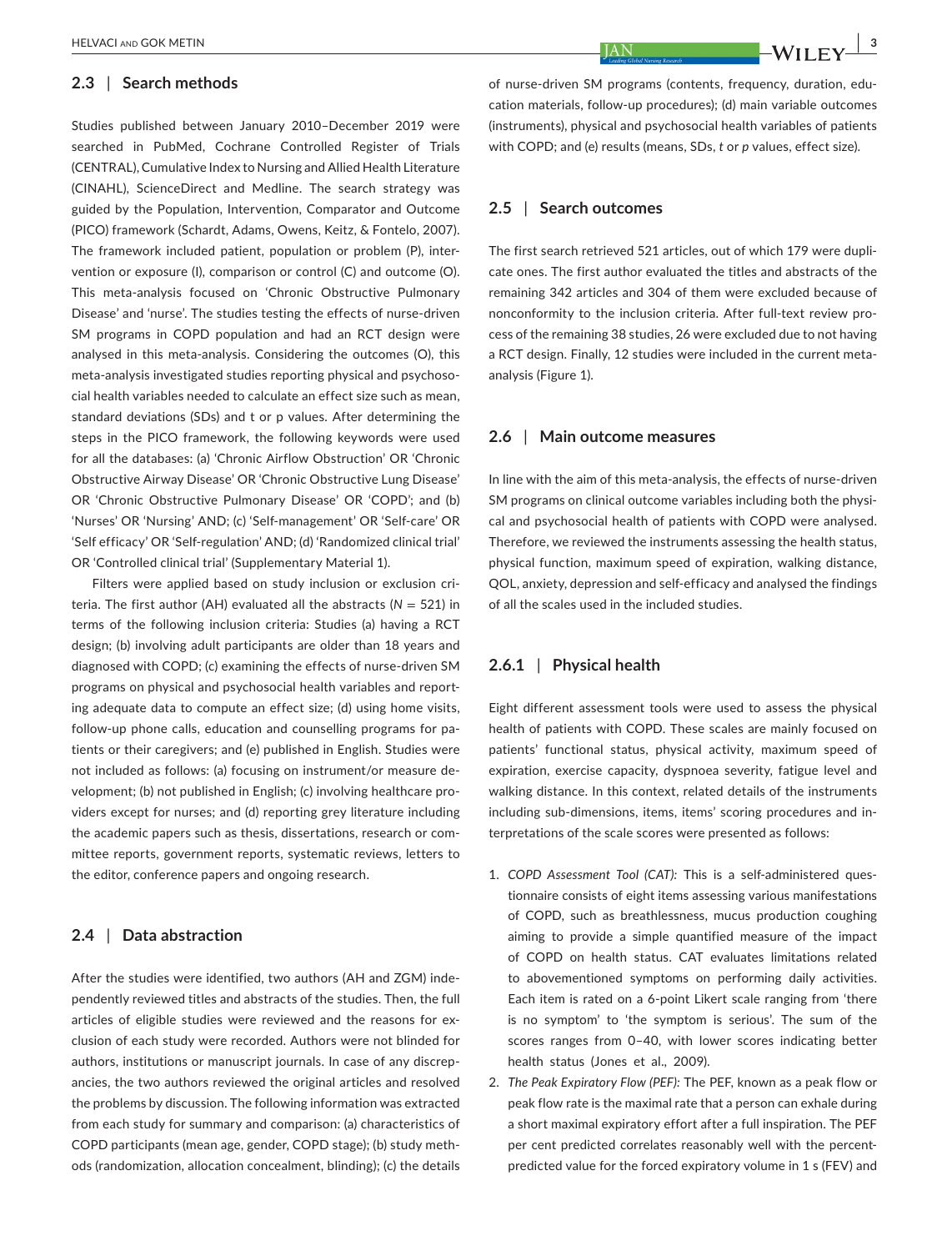### 2.3 | Search methods

Studies published between January 2010–December 2019 were searched in PubMed, Cochrane Controlled Register of Trials (CENTRAL), Cumulative Index to Nursing and Allied Health Literature (CINAHL), ScienceDirect and Medline. The search strategy was guided by the Population, Intervention, Comparator and Outcome (PICO) framework (Schardt, Adams, Owens, Keitz, & Fontelo, 2007). The framework included patient, population or problem (P), intervention or exposure (I), comparison or control (C) and outcome (O). This meta-analysis focused on 'Chronic Obstructive Pulmonary Disease' and 'nurse'. The studies testing the effects of nurse-driven SM programs in COPD population and had an RCT design were analysed in this meta-analysis. Considering the outcomes (O), this meta-analysis investigated studies reporting physical and psychosocial health variables needed to calculate an effect size such as mean, standard deviations (SDs) and t or p values. After determining the steps in the PICO framework, the following keywords were used for all the databases: (a) 'Chronic Airflow Obstruction' OR 'Chronic Obstructive Airway Disease' OR 'Chronic Obstructive Lung Disease' OR 'Chronic Obstructive Pulmonary Disease' OR 'COPD'; and (b) 'Nurses' OR 'Nursing' AND; (c) 'Self-management' OR 'Self-care' OR 'Self efficacy' OR 'Self-regulation' AND; (d) 'Randomized clinical trial' OR 'Controlled clinical trial' (Supplementary Material 1).

Filters were applied based on study inclusion or exclusion criteria. The first author (AH) evaluated all the abstracts ($N = 521$) in terms of the following inclusion criteria: Studies (a) having a RCT design; (b) involving adult participants are older than 18 years and diagnosed with COPD; (c) examining the effects of nurse-driven SM programs on physical and psychosocial health variables and reporting adequate data to compute an effect size; (d) using home visits, follow-up phone calls, education and counselling programs for patients or their caregivers; and (e) published in English. Studies were not included as follows: (a) focusing on instrument/or measure development; (b) not published in English; (c) involving healthcare providers except for nurses; and (d) reporting grey literature including the academic papers such as thesis, dissertations, research or committee reports, government reports, systematic reviews, letters to the editor, conference papers and ongoing research.

### 2.4 | Data abstraction

After the studies were identified, two authors (AH and ZGM) independently reviewed titles and abstracts of the studies. Then, the full articles of eligible studies were reviewed and the reasons for exclusion of each study were recorded. Authors were not blinded for authors, institutions or manuscript journals. In case of any discrepancies, the two authors reviewed the original articles and resolved the problems by discussion. The following information was extracted from each study for summary and comparison: (a) characteristics of COPD participants (mean age, gender, COPD stage); (b) study methods (randomization, allocation concealment, blinding); (c) the details of nurse-driven SM programs (contents, frequency, duration, education materials, follow-up procedures); (d) main variable outcomes (instruments), physical and psychosocial health variables of patients with COPD; and (e) results (means, SDs, *t* or *p* values, effect size).

### 2.5 | Search outcomes

The first search retrieved 521 articles, out of which 179 were duplicate ones. The first author evaluated the titles and abstracts of the remaining 342 articles and 304 of them were excluded because of nonconformity to the inclusion criteria. After full-text review process of the remaining 38 studies, 26 were excluded due to not having a RCT design. Finally, 12 studies were included in the current meta-analysis (Figure 1).

### 2.6 | Main outcome measures

In line with the aim of this meta-analysis, the effects of nurse-driven SM programs on clinical outcome variables including both the physical and psychosocial health of patients with COPD were analysed. Therefore, we reviewed the instruments assessing the health status, physical function, maximum speed of expiration, walking distance, QOL, anxiety, depression and self-efficacy and analysed the findings of all the scales used in the included studies.

#### 2.6.1 | Physical health

Eight different assessment tools were used to assess the physical health of patients with COPD. These scales are mainly focused on patients' functional status, physical activity, maximum speed of expiration, exercise capacity, dyspnoea severity, fatigue level and walking distance. In this context, related details of the instruments including sub-dimensions, items, items' scoring procedures and interpretations of the scale scores were presented as follows:

1. *COPD Assessment Tool (CAT):* This is a self-administered questionnaire consists of eight items assessing various manifestations of COPD, such as breathlessness, mucus production coughing aiming to provide a simple quantified measure of the impact of COPD on health status. CAT evaluates limitations related to abovementioned symptoms on performing daily activities. Each item is rated on a 6-point Likert scale ranging from 'there is no symptom' to 'the symptom is serious'. The sum of the scores ranges from 0–40, with lower scores indicating better health status (Jones et al., 2009).
2. *The Peak Expiratory Flow (PEF):* The PEF, known as a peak flow or peak flow rate is the maximal rate that a person can exhale during a short maximal expiratory effort after a full inspiration. The PEF per cent predicted correlates reasonably well with the percent-predicted value for the forced expiratory volume in 1 s (FEV) and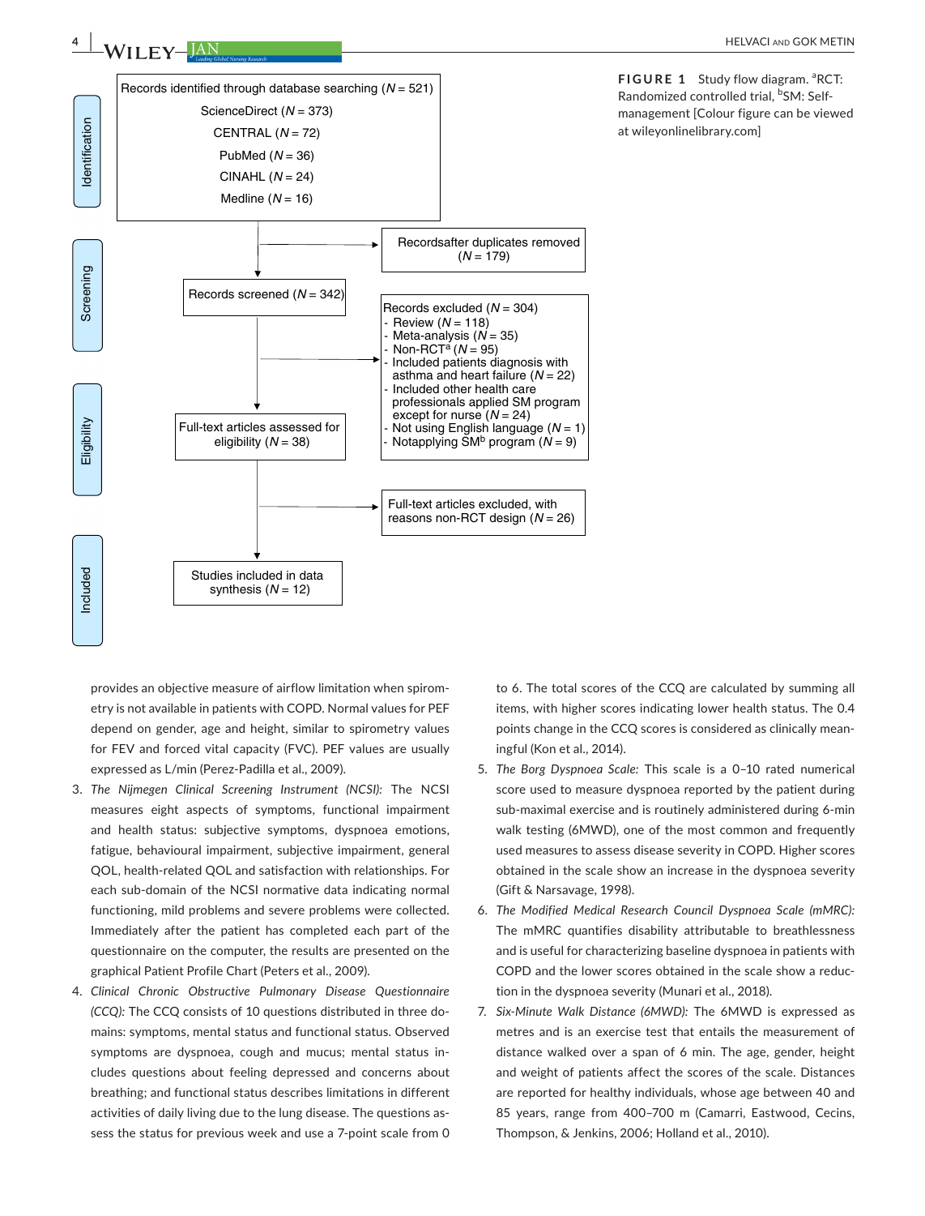Records identified through database searching (N = 521)
ScienceDirect (N = 373)
CENTRAL (N = 72)
PubMed (N = 36)
CINAHL (N = 24)
Medline (N = 16)

Recordsafter duplicates removed (N = 179)

Records screened (N = 342)

Records excluded (N = 304)
- Review (N = 118)
- Meta-analysis (N = 35)
- Non-RCT[a] (N = 95)
- Included patients diagnosis with asthma and heart failure (N = 22)
- Included other health care professionals applied SM program except for nurse (N = 24)
- Not using English language (N = 1)
- Notapplying SM[b] program (N = 9)

Full-text articles assessed for eligibility (N = 38)

Full-text articles excluded, with reasons non-RCT design (N = 26)

Studies included in data synthesis (N = 12)

Identification / Screening / Eligibility / Included

**FIGURE 1** Study flow diagram. [a]RCT: Randomized controlled trial, [b]SM: Self-management [Colour figure can be viewed at wileyonlinelibrary.com]

provides an objective measure of airflow limitation when spirometry is not available in patients with COPD. Normal values for PEF depend on gender, age and height, similar to spirometry values for FEV and forced vital capacity (FVC). PEF values are usually expressed as L/min (Perez-Padilla et al., 2009).

3. *The Nijmegen Clinical Screening Instrument (NCSI):* The NCSI measures eight aspects of symptoms, functional impairment and health status: subjective symptoms, dyspnoea emotions, fatigue, behavioural impairment, subjective impairment, general QOL, health-related QOL and satisfaction with relationships. For each sub-domain of the NCSI normative data indicating normal functioning, mild problems and severe problems were collected. Immediately after the patient has completed each part of the questionnaire on the computer, the results are presented on the graphical Patient Profile Chart (Peters et al., 2009).
4. *Clinical Chronic Obstructive Pulmonary Disease Questionnaire (CCQ):* The CCQ consists of 10 questions distributed in three domains: symptoms, mental status and functional status. Observed symptoms are dyspnoea, cough and mucus; mental status includes questions about feeling depressed and concerns about breathing; and functional status describes limitations in different activities of daily living due to the lung disease. The questions assess the status for previous week and use a 7-point scale from 0 to 6. The total scores of the CCQ are calculated by summing all items, with higher scores indicating lower health status. The 0.4 points change in the CCQ scores is considered as clinically meaningful (Kon et al., 2014).
5. *The Borg Dyspnoea Scale:* This scale is a 0–10 rated numerical score used to measure dyspnoea reported by the patient during sub-maximal exercise and is routinely administered during 6-min walk testing (6MWD), one of the most common and frequently used measures to assess disease severity in COPD. Higher scores obtained in the scale show an increase in the dyspnoea severity (Gift & Narsavage, 1998).
6. *The Modified Medical Research Council Dyspnoea Scale (mMRC):* The mMRC quantifies disability attributable to breathlessness and is useful for characterizing baseline dyspnoea in patients with COPD and the lower scores obtained in the scale show a reduction in the dyspnoea severity (Munari et al., 2018).
7. *Six-Minute Walk Distance (6MWD):* The 6MWD is expressed as metres and is an exercise test that entails the measurement of distance walked over a span of 6 min. The age, gender, height and weight of patients affect the scores of the scale. Distances are reported for healthy individuals, whose age between 40 and 85 years, range from 400–700 m (Camarri, Eastwood, Cecins, Thompson, & Jenkins, 2006; Holland et al., 2010).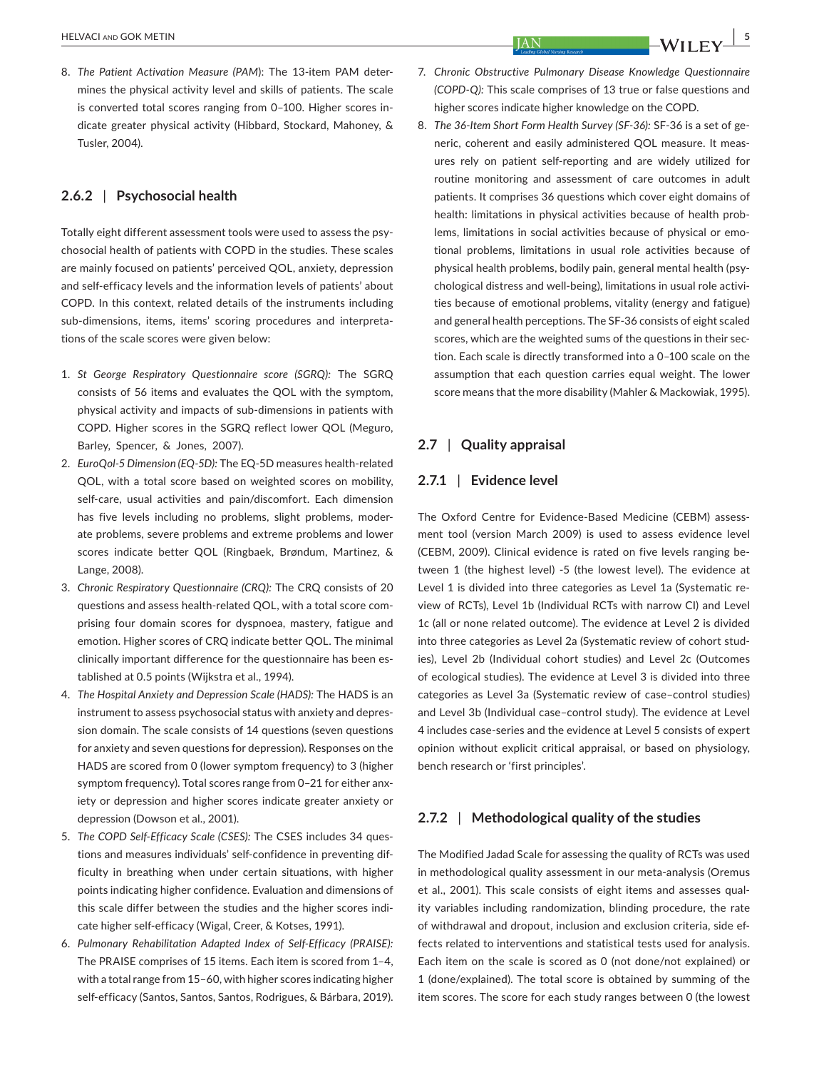8. *The Patient Activation Measure (PAM*): The 13-item PAM determines the physical activity level and skills of patients. The scale is converted total scores ranging from 0–100. Higher scores indicate greater physical activity (Hibbard, Stockard, Mahoney, & Tusler, 2004).

### 2.6.2 | Psychosocial health

Totally eight different assessment tools were used to assess the psychosocial health of patients with COPD in the studies. These scales are mainly focused on patients' perceived QOL, anxiety, depression and self-efficacy levels and the information levels of patients' about COPD. In this context, related details of the instruments including sub-dimensions, items, items' scoring procedures and interpretations of the scale scores were given below:

1. *St George Respiratory Questionnaire score (SGRQ):* The SGRQ consists of 56 items and evaluates the QOL with the symptom, physical activity and impacts of sub-dimensions in patients with COPD. Higher scores in the SGRQ reflect lower QOL (Meguro, Barley, Spencer, & Jones, 2007).
2. *EuroQol-5 Dimension (EQ-5D):* The EQ-5D measures health-related QOL, with a total score based on weighted scores on mobility, self-care, usual activities and pain/discomfort. Each dimension has five levels including no problems, slight problems, moderate problems, severe problems and extreme problems and lower scores indicate better QOL (Ringbaek, Brøndum, Martinez, & Lange, 2008).
3. *Chronic Respiratory Questionnaire (CRQ):* The CRQ consists of 20 questions and assess health-related QOL, with a total score comprising four domain scores for dyspnoea, mastery, fatigue and emotion. Higher scores of CRQ indicate better QOL. The minimal clinically important difference for the questionnaire has been established at 0.5 points (Wijkstra et al., 1994).
4. *The Hospital Anxiety and Depression Scale (HADS):* The HADS is an instrument to assess psychosocial status with anxiety and depression domain. The scale consists of 14 questions (seven questions for anxiety and seven questions for depression). Responses on the HADS are scored from 0 (lower symptom frequency) to 3 (higher symptom frequency). Total scores range from 0–21 for either anxiety or depression and higher scores indicate greater anxiety or depression (Dowson et al., 2001).
5. *The COPD Self-Efficacy Scale (CSES):* The CSES includes 34 questions and measures individuals' self-confidence in preventing difficulty in breathing when under certain situations, with higher points indicating higher confidence. Evaluation and dimensions of this scale differ between the studies and the higher scores indicate higher self-efficacy (Wigal, Creer, & Kotses, 1991).
6. *Pulmonary Rehabilitation Adapted Index of Self-Efficacy (PRAISE):* The PRAISE comprises of 15 items. Each item is scored from 1–4, with a total range from 15–60, with higher scores indicating higher self-efficacy (Santos, Santos, Santos, Rodrigues, & Bárbara, 2019).
7. *Chronic Obstructive Pulmonary Disease Knowledge Questionnaire (COPD-Q):* This scale comprises of 13 true or false questions and higher scores indicate higher knowledge on the COPD.
8. *The 36-Item Short Form Health Survey (SF-36):* SF-36 is a set of generic, coherent and easily administered QOL measure. It measures rely on patient self-reporting and are widely utilized for routine monitoring and assessment of care outcomes in adult patients. It comprises 36 questions which cover eight domains of health: limitations in physical activities because of health problems, limitations in social activities because of physical or emotional problems, limitations in usual role activities because of physical health problems, bodily pain, general mental health (psychological distress and well-being), limitations in usual role activities because of emotional problems, vitality (energy and fatigue) and general health perceptions. The SF-36 consists of eight scaled scores, which are the weighted sums of the questions in their section. Each scale is directly transformed into a 0–100 scale on the assumption that each question carries equal weight. The lower score means that the more disability (Mahler & Mackowiak, 1995).

## 2.7 | Quality appraisal

### 2.7.1 | Evidence level

The Oxford Centre for Evidence-Based Medicine (CEBM) assessment tool (version March 2009) is used to assess evidence level (CEBM, 2009). Clinical evidence is rated on five levels ranging between 1 (the highest level) -5 (the lowest level). The evidence at Level 1 is divided into three categories as Level 1a (Systematic review of RCTs), Level 1b (Individual RCTs with narrow CI) and Level 1c (all or none related outcome). The evidence at Level 2 is divided into three categories as Level 2a (Systematic review of cohort studies), Level 2b (Individual cohort studies) and Level 2c (Outcomes of ecological studies). The evidence at Level 3 is divided into three categories as Level 3a (Systematic review of case–control studies) and Level 3b (Individual case–control study). The evidence at Level 4 includes case-series and the evidence at Level 5 consists of expert opinion without explicit critical appraisal, or based on physiology, bench research or 'first principles'.

### 2.7.2 | Methodological quality of the studies

The Modified Jadad Scale for assessing the quality of RCTs was used in methodological quality assessment in our meta-analysis (Oremus et al., 2001). This scale consists of eight items and assesses quality variables including randomization, blinding procedure, the rate of withdrawal and dropout, inclusion and exclusion criteria, side effects related to interventions and statistical tests used for analysis. Each item on the scale is scored as 0 (not done/not explained) or 1 (done/explained). The total score is obtained by summing of the item scores. The score for each study ranges between 0 (the lowest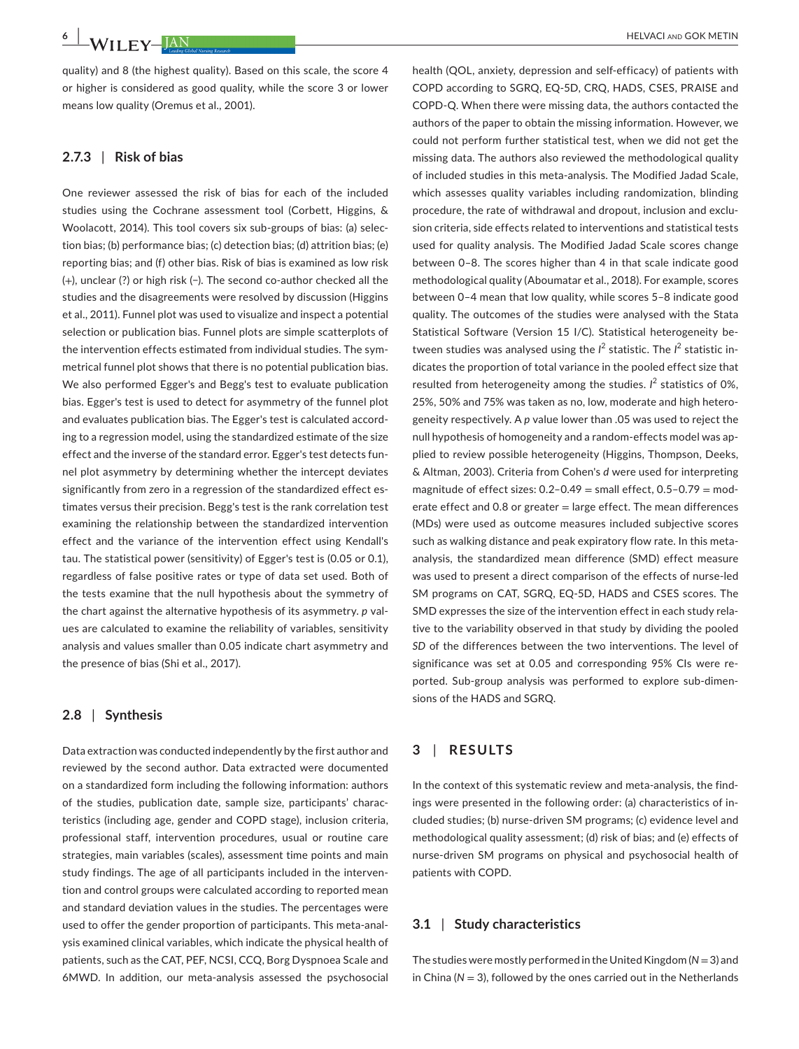quality) and 8 (the highest quality). Based on this scale, the score 4 or higher is considered as good quality, while the score 3 or lower means low quality (Oremus et al., 2001).

### 2.7.3 | Risk of bias

One reviewer assessed the risk of bias for each of the included studies using the Cochrane assessment tool (Corbett, Higgins, & Woolacott, 2014). This tool covers six sub-groups of bias: (a) selection bias; (b) performance bias; (c) detection bias; (d) attrition bias; (e) reporting bias; and (f) other bias. Risk of bias is examined as low risk (+), unclear (?) or high risk (−). The second co-author checked all the studies and the disagreements were resolved by discussion (Higgins et al., 2011). Funnel plot was used to visualize and inspect a potential selection or publication bias. Funnel plots are simple scatterplots of the intervention effects estimated from individual studies. The symmetrical funnel plot shows that there is no potential publication bias. We also performed Egger's and Begg's test to evaluate publication bias. Egger's test is used to detect for asymmetry of the funnel plot and evaluates publication bias. The Egger's test is calculated according to a regression model, using the standardized estimate of the size effect and the inverse of the standard error. Egger's test detects funnel plot asymmetry by determining whether the intercept deviates significantly from zero in a regression of the standardized effect estimates versus their precision. Begg's test is the rank correlation test examining the relationship between the standardized intervention effect and the variance of the intervention effect using Kendall's tau. The statistical power (sensitivity) of Egger's test is (0.05 or 0.1), regardless of false positive rates or type of data set used. Both of the tests examine that the null hypothesis about the symmetry of the chart against the alternative hypothesis of its asymmetry. *p* values are calculated to examine the reliability of variables, sensitivity analysis and values smaller than 0.05 indicate chart asymmetry and the presence of bias (Shi et al., 2017).

## 2.8 | Synthesis

Data extraction was conducted independently by the first author and reviewed by the second author. Data extracted were documented on a standardized form including the following information: authors of the studies, publication date, sample size, participants' characteristics (including age, gender and COPD stage), inclusion criteria, professional staff, intervention procedures, usual or routine care strategies, main variables (scales), assessment time points and main study findings. The age of all participants included in the intervention and control groups were calculated according to reported mean and standard deviation values in the studies. The percentages were used to offer the gender proportion of participants. This meta-analysis examined clinical variables, which indicate the physical health of patients, such as the CAT, PEF, NCSI, CCQ, Borg Dyspnoea Scale and 6MWD. In addition, our meta-analysis assessed the psychosocial health (QOL, anxiety, depression and self-efficacy) of patients with COPD according to SGRQ, EQ-5D, CRQ, HADS, CSES, PRAISE and COPD-Q. When there were missing data, the authors contacted the authors of the paper to obtain the missing information. However, we could not perform further statistical test, when we did not get the missing data. The authors also reviewed the methodological quality of included studies in this meta-analysis. The Modified Jadad Scale, which assesses quality variables including randomization, blinding procedure, the rate of withdrawal and dropout, inclusion and exclusion criteria, side effects related to interventions and statistical tests used for quality analysis. The Modified Jadad Scale scores change between 0–8. The scores higher than 4 in that scale indicate good methodological quality (Aboumatar et al., 2018). For example, scores between 0–4 mean that low quality, while scores 5–8 indicate good quality. The outcomes of the studies were analysed with the Stata Statistical Software (Version 15 I/C). Statistical heterogeneity between studies was analysed using the $I^2$ statistic. The $I^2$ statistic indicates the proportion of total variance in the pooled effect size that resulted from heterogeneity among the studies. $I^2$ statistics of 0%, 25%, 50% and 75% was taken as no, low, moderate and high heterogeneity respectively. A *p* value lower than .05 was used to reject the null hypothesis of homogeneity and a random-effects model was applied to review possible heterogeneity (Higgins, Thompson, Deeks, & Altman, 2003). Criteria from Cohen's *d* were used for interpreting magnitude of effect sizes: 0.2–0.49 = small effect, 0.5–0.79 = moderate effect and 0.8 or greater = large effect. The mean differences (MDs) were used as outcome measures included subjective scores such as walking distance and peak expiratory flow rate. In this meta-analysis, the standardized mean difference (SMD) effect measure was used to present a direct comparison of the effects of nurse-led SM programs on CAT, SGRQ, EQ-5D, HADS and CSES scores. The SMD expresses the size of the intervention effect in each study relative to the variability observed in that study by dividing the pooled *SD* of the differences between the two interventions. The level of significance was set at 0.05 and corresponding 95% CIs were reported. Sub-group analysis was performed to explore sub-dimensions of the HADS and SGRQ.

# 3 | RESULTS

In the context of this systematic review and meta-analysis, the findings were presented in the following order: (a) characteristics of included studies; (b) nurse-driven SM programs; (c) evidence level and methodological quality assessment; (d) risk of bias; and (e) effects of nurse-driven SM programs on physical and psychosocial health of patients with COPD.

## 3.1 | Study characteristics

The studies were mostly performed in the United Kingdom ($N = 3$) and in China ($N = 3$), followed by the ones carried out in the Netherlands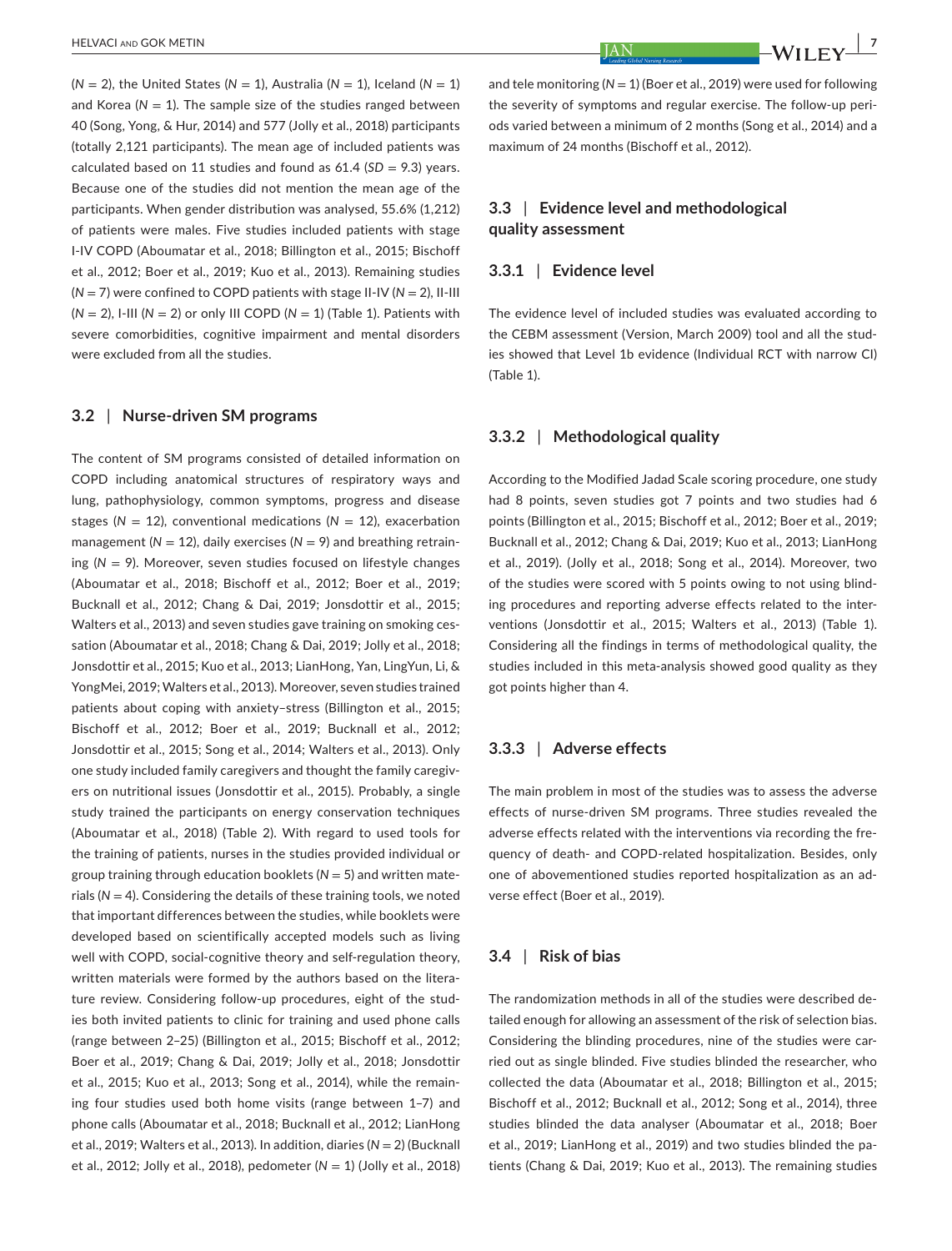(*N* = 2), the United States (*N* = 1), Australia (*N* = 1), Iceland (*N* = 1) and Korea (*N* = 1). The sample size of the studies ranged between 40 (Song, Yong, & Hur, 2014) and 577 (Jolly et al., 2018) participants (totally 2,121 participants). The mean age of included patients was calculated based on 11 studies and found as 61.4 (*SD* = 9.3) years. Because one of the studies did not mention the mean age of the participants. When gender distribution was analysed, 55.6% (1,212) of patients were males. Five studies included patients with stage I-IV COPD (Aboumatar et al., 2018; Billington et al., 2015; Bischoff et al., 2012; Boer et al., 2019; Kuo et al., 2013). Remaining studies (*N* = 7) were confined to COPD patients with stage II-IV (*N* = 2), II-III (*N* = 2), I-III (*N* = 2) or only III COPD (*N* = 1) (Table 1). Patients with severe comorbidities, cognitive impairment and mental disorders were excluded from all the studies.

### 3.2 | Nurse-driven SM programs

The content of SM programs consisted of detailed information on COPD including anatomical structures of respiratory ways and lung, pathophysiology, common symptoms, progress and disease stages (*N* = 12), conventional medications (*N* = 12), exacerbation management (*N* = 12), daily exercises (*N* = 9) and breathing retraining (*N* = 9). Moreover, seven studies focused on lifestyle changes (Aboumatar et al., 2018; Bischoff et al., 2012; Boer et al., 2019; Bucknall et al., 2012; Chang & Dai, 2019; Jonsdottir et al., 2015; Walters et al., 2013) and seven studies gave training on smoking cessation (Aboumatar et al., 2018; Chang & Dai, 2019; Jolly et al., 2018; Jonsdottir et al., 2015; Kuo et al., 2013; LianHong, Yan, LingYun, Li, & YongMei, 2019; Walters et al., 2013). Moreover, seven studies trained patients about coping with anxiety–stress (Billington et al., 2015; Bischoff et al., 2012; Boer et al., 2019; Bucknall et al., 2012; Jonsdottir et al., 2015; Song et al., 2014; Walters et al., 2013). Only one study included family caregivers and thought the family caregivers on nutritional issues (Jonsdottir et al., 2015). Probably, a single study trained the participants on energy conservation techniques (Aboumatar et al., 2018) (Table 2). With regard to used tools for the training of patients, nurses in the studies provided individual or group training through education booklets (*N* = 5) and written materials (*N* = 4). Considering the details of these training tools, we noted that important differences between the studies, while booklets were developed based on scientifically accepted models such as living well with COPD, social-cognitive theory and self-regulation theory, written materials were formed by the authors based on the literature review. Considering follow-up procedures, eight of the studies both invited patients to clinic for training and used phone calls (range between 2–25) (Billington et al., 2015; Bischoff et al., 2012; Boer et al., 2019; Chang & Dai, 2019; Jolly et al., 2018; Jonsdottir et al., 2015; Kuo et al., 2013; Song et al., 2014), while the remaining four studies used both home visits (range between 1–7) and phone calls (Aboumatar et al., 2018; Bucknall et al., 2012; LianHong et al., 2019; Walters et al., 2013). In addition, diaries (*N* = 2) (Bucknall et al., 2012; Jolly et al., 2018), pedometer (*N* = 1) (Jolly et al., 2018) and tele monitoring (*N* = 1) (Boer et al., 2019) were used for following the severity of symptoms and regular exercise. The follow-up periods varied between a minimum of 2 months (Song et al., 2014) and a maximum of 24 months (Bischoff et al., 2012).

### 3.3 | Evidence level and methodological quality assessment

#### 3.3.1 | Evidence level

The evidence level of included studies was evaluated according to the CEBM assessment (Version, March 2009) tool and all the studies showed that Level 1b evidence (Individual RCT with narrow CI) (Table 1).

#### 3.3.2 | Methodological quality

According to the Modified Jadad Scale scoring procedure, one study had 8 points, seven studies got 7 points and two studies had 6 points (Billington et al., 2015; Bischoff et al., 2012; Boer et al., 2019; Bucknall et al., 2012; Chang & Dai, 2019; Kuo et al., 2013; LianHong et al., 2019). (Jolly et al., 2018; Song et al., 2014). Moreover, two of the studies were scored with 5 points owing to not using blinding procedures and reporting adverse effects related to the interventions (Jonsdottir et al., 2015; Walters et al., 2013) (Table 1). Considering all the findings in terms of methodological quality, the studies included in this meta-analysis showed good quality as they got points higher than 4.

#### 3.3.3 | Adverse effects

The main problem in most of the studies was to assess the adverse effects of nurse-driven SM programs. Three studies revealed the adverse effects related with the interventions via recording the frequency of death- and COPD-related hospitalization. Besides, only one of abovementioned studies reported hospitalization as an adverse effect (Boer et al., 2019).

### 3.4 | Risk of bias

The randomization methods in all of the studies were described detailed enough for allowing an assessment of the risk of selection bias. Considering the blinding procedures, nine of the studies were carried out as single blinded. Five studies blinded the researcher, who collected the data (Aboumatar et al., 2018; Billington et al., 2015; Bischoff et al., 2012; Bucknall et al., 2012; Song et al., 2014), three studies blinded the data analyser (Aboumatar et al., 2018; Boer et al., 2019; LianHong et al., 2019) and two studies blinded the patients (Chang & Dai, 2019; Kuo et al., 2013). The remaining studies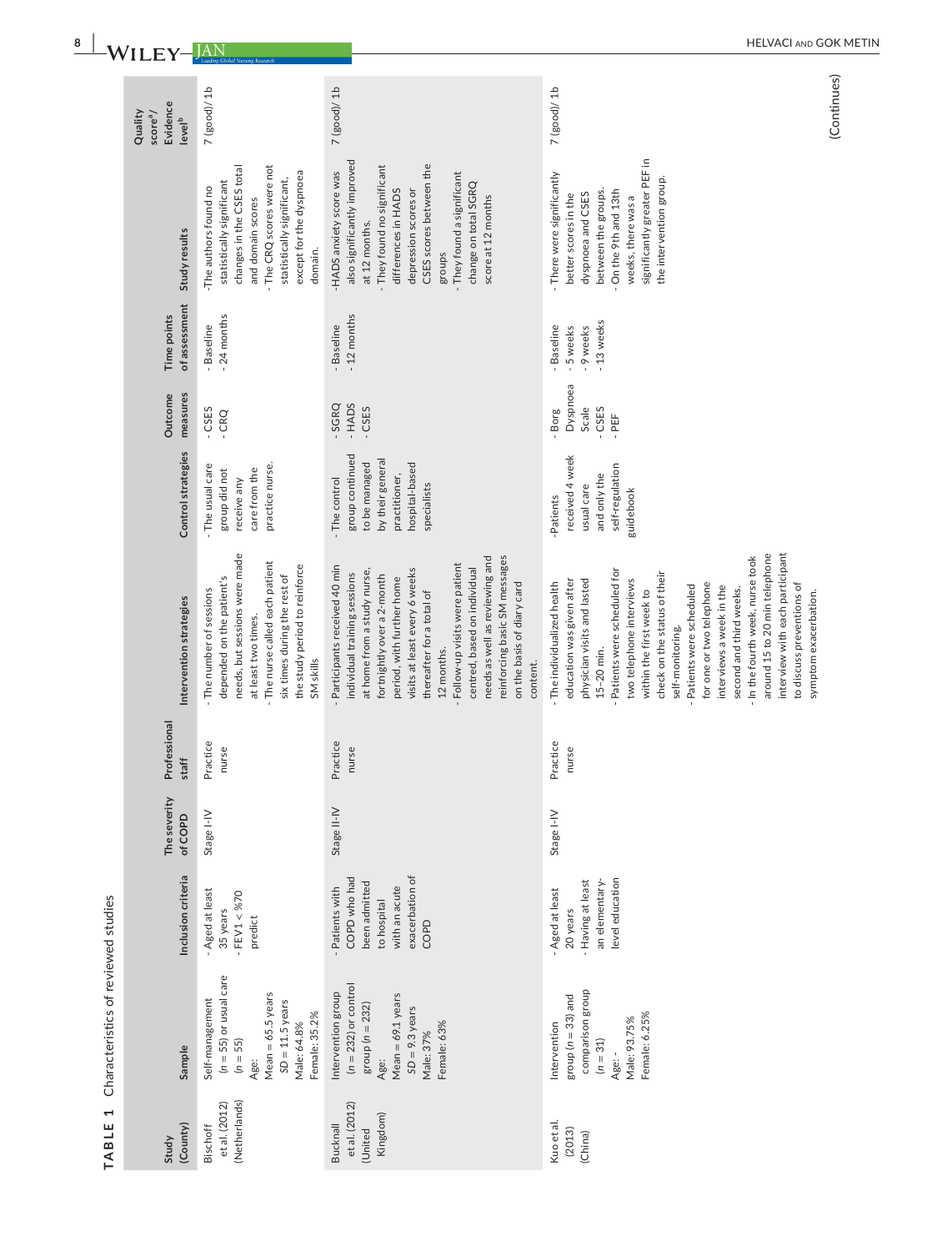**TABLE 1** Characteristics of reviewed studies

| Study (County) | Sample | Inclusion criteria | The severity of COPD | Professional staff | Intervention strategies | Control strategies | Outcome measures | Time points of assessment | Study results | Quality score[a]/ Evidence level[b] |
|---|---|---|---|---|---|---|---|---|---|---|
| Bischoff et al. (2012) (Netherlands) | Self-management ($n = 55$) or usual care ($n = 55$)<br>Age:<br>Mean = 65.5 years<br>$SD = 11.5$ years<br>Male: 64.8%<br>Female: 35.2% | - Aged at least 35 years<br>- FEV1 < %70 predict | Stage I-IV | Practice nurse | - The number of sessions depended on the patient's needs, but sessions were made at least two times.<br>- The nurse called each patient six times during the rest of the study period to reinforce SM skills | - The usual care group did not receive any care from the practice nurse. | - CSES<br>- CRQ | - Baseline<br>- 24 months | -The authors found no statistically significant changes in the CSES total and domain scores<br>- The CRQ scores were not statistically significant, except for the dyspnoea domain. | 7 (good)/ 1b |
| Bucknall et al. (2012) (United Kingdom) | Intervention group ($n = 232$) or control group ($n = 232$)<br>Age:<br>Mean = 69.1 years<br>$SD = 9.3$ years<br>Male: 37%<br>Female: 63% | - Patients with COPD who had been admitted to hospital with an acute exacerbation of COPD | Stage II-IV | Practice nurse | - Participants received 40 min individual training sessions at home from a study nurse, fortnightly over a 2-month period, with further home visits at least every 6 weeks thereafter for a total of 12 months.<br>- Follow-up visits were patient centred, based on individual needs as well as reviewing and reinforcing basic SM messages on the basis of diary card content. | - The control group continued to be managed by their general practitioner, hospital-based specialists | - SGRQ<br>- HADS<br>- CSES | - Baseline<br>- 12 months | -HADS anxiety score was also significantly improved at 12 months.<br>- They found no significant differences in HADS depression scores or CSES scores between the groups<br>- They found a significant change on total SGRQ score at 12 months | 7 (good)/ 1b |
| Kuo et al. (2013) (China) | Intervention group ($n = 33$) and comparison group ($n = 31$)<br>Age: -<br>Male: 93.75%<br>Female: 6.25% | - Aged at least 20 years<br>- Having at least an elementary-level education | Stage I-IV | Practice nurse | - The individualized health education was given after physician visits and lasted 15–20 min.<br>- Patients were scheduled for two telephone interviews within the first week to check on the status of their self-monitoring.<br>- Patients were scheduled for one or two telephone interviews a week in the second and third weeks.<br>- In the fourth week, nurse took around 15 to 20 min telephone interview with each participant to discuss preventions of symptom exacerbation. | -Patients received 4 week usual care and only the self-regulation guidebook | - Borg Dyspnoea Scale<br>- CSES<br>- PEF | - Baseline<br>- 5 weeks<br>- 9 weeks<br>- 13 weeks | - There were significantly better scores in the dyspnoea and CSES between the groups.<br>- On the 9th and 13th weeks, there was a significantly greater PEF in the intervention group. | 7 (good)/ 1b |

(Continues)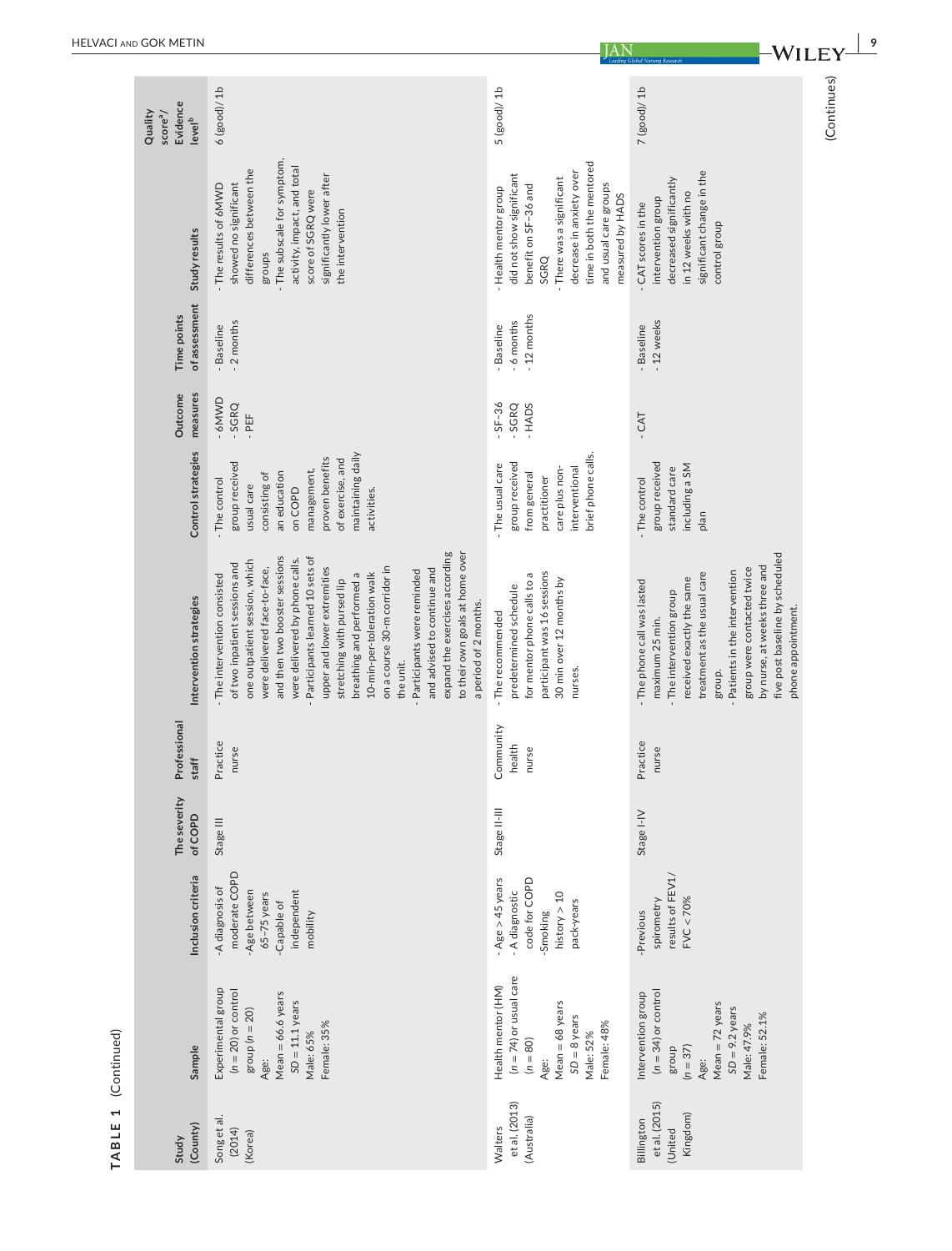**TABLE 1** (Continued)

| Study (County) | Sample | Inclusion criteria | The severity of COPD | Professional staff | Intervention strategies | Control strategies | Outcome measures | Time points of assessment | Study results | Quality score[a]/ Evidence level[b] |
|---|---|---|---|---|---|---|---|---|---|---|
| Song et al. (2014) (Korea) | Experimental group ($n = 20$) or control group ($n = 20$)<br>Age:<br>Mean = 66.6 years<br>$SD = 11.1$ years<br>Male: 65%<br>Female: 35% | -A diagnosis of moderate COPD<br>-Age between 65–75 years<br>-Capable of independent mobility | Stage III | Practice nurse | - The intervention consisted of two inpatient sessions and one outpatient session, which were delivered face-to-face, and then two booster sessions were delivered by phone calls.<br>- Participants learned 10 sets of upper and lower extremities stretching with pursed lip breathing and performed a 10-min-per-toleration walk on a course 30-m corridor in the unit.<br>- Participants were reminded and advised to continue and expand the exercises according to their own goals at home over a period of 2 months. | - The control group received usual care consisting of an education on COPD management, proven benefits of exercise, and maintaining daily activities. | - 6MWD<br>- SGRQ<br>- PEF | - Baseline<br>- 2 months | - The results of 6MWD showed no significant differences between the groups<br>- The subscale for symptom, activity, impact, and total score of SGRQ were significantly lower after the intervention | 6 (good)/ 1b |
| Walters et al. (2013) (Australia) | Health mentor (HM) ($n = 74$) or usual care ($n = 80$)<br>Age:<br>Mean = 68 years<br>$SD = 8$ years<br>Male: 52%<br>Female: 48% | - Age > 45 years<br>- A diagnostic code for COPD<br>-Smoking history > 10 pack-years | Stage II-III | Community health nurse | - The recommended predetermined schedule for mentor phone calls to a participant was 16 sessions 30 min over 12 months by nurses. | - The usual care group received from general practitioner care plus non-interventional brief phone calls. | - SF-36<br>- SGRQ<br>- HADS | - Baseline<br>- 6 months<br>- 12 months | - Health mentor group did not show significant benefit on SF-36 and SGRQ<br>- There was a significant decrease in anxiety over time in both the mentored and usual care groups measured by HADS | 5 (good)/ 1b |
| Billington et al. (2015) (United Kingdom) | Intervention group ($n = 34$) or control group ($n = 37$)<br>Age:<br>Mean = 72 years<br>$SD = 9.2$ years<br>Male: 47.9%<br>Female: 52.1% | -Previous spirometry results of FEV1/ FVC < 70% | Stage I-IV | Practice nurse | - The phone call was lasted maximum 25 min.<br>- The intervention group received exactly the same treatment as the usual care group.<br>- Patients in the intervention group were contacted twice by nurse, at weeks three and five post baseline by scheduled phone appointment. | - The control group received standard care including a SM plan | - CAT | - Baseline<br>- 12 weeks | - CAT scores in the intervention group decreased significantly in 12 weeks with no significant change in the control group | 7 (good)/ 1b |

(Continues)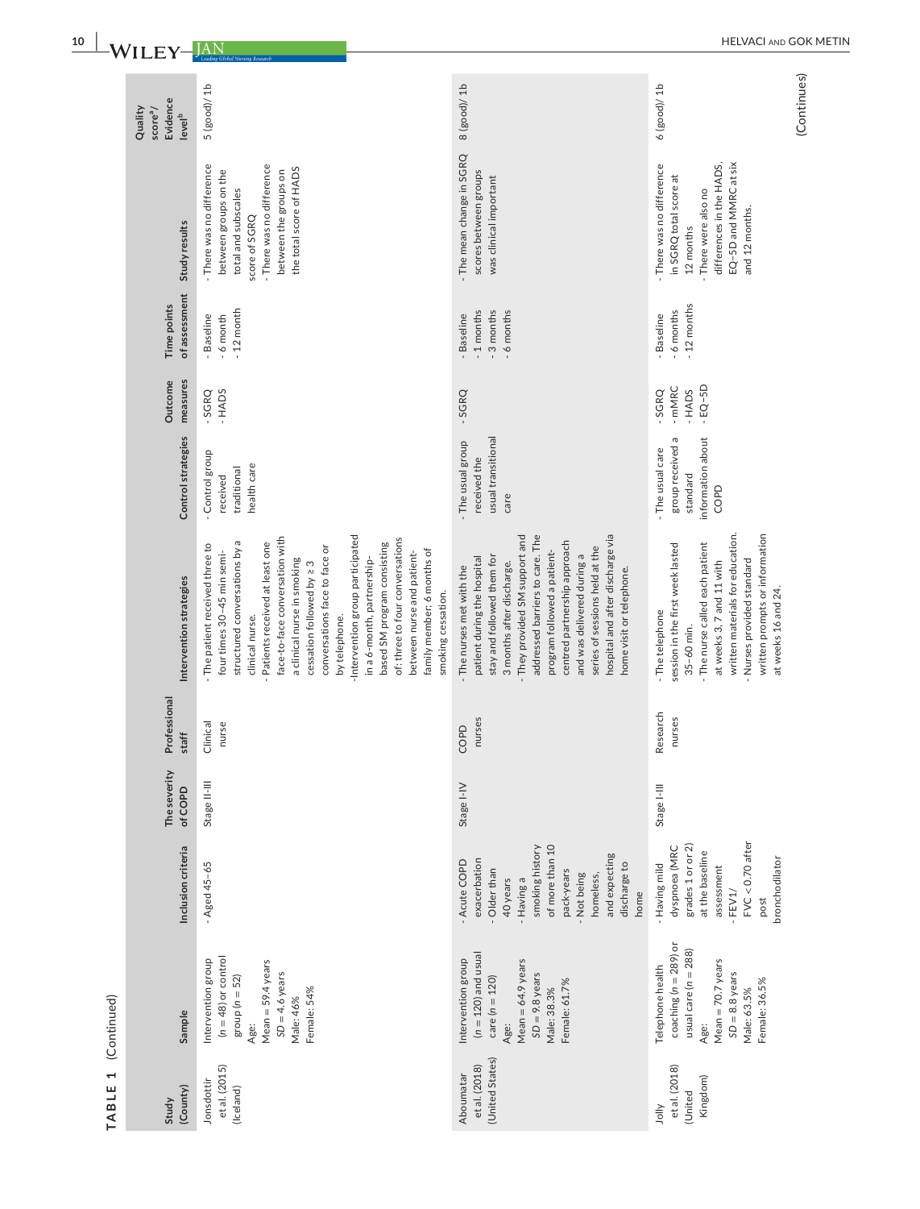**TABLE 1** (Continued)

| Study (County) | Sample | Inclusion criteria | The severity of COPD | Professional staff | Intervention strategies | Control strategies | Outcome measures | Time points of assessment | Study results | Quality score[a]/ Evidence level[b] |
|---|---|---|---|---|---|---|---|---|---|---|
| Jonsdottir et al. (2015) (Iceland) | Intervention group (n = 48) or control group (n = 52)<br>Age:<br>Mean = 59.4 years<br>SD = 4.6 years<br>Male: 46%<br>Female: 54% | - Aged 45–65 | Stage II-III | Clinical nurse | - The patient received three to four times 30–45 min semi-structured conversations by a clinical nurse.<br>- Patients received at least one face-to-face conversation with a clinical nurse in smoking cessation followed by ≥ 3 conversations face to face or by telephone.<br>-Intervention group participated in a 6-month, partnership-based SM program consisting of: three to four conversations between nurse and patient-family member; 6 months of smoking cessation. | - Control group received traditional health care | - SGRQ<br>- HADS | - Baseline<br>- 6 month<br>- 12 month | - There was no difference between groups on the total and subscales score of SGRQ<br>- There was no difference between the groups on the total score of HADS | 5 (good)/ 1b |
| Aboumatar et al. (2018) (United States) | Intervention group (n = 120) and usual care (n = 120)<br>Age:<br>Mean = 64.9 years<br>SD = 9.8 years<br>Male: 38.3%<br>Female: 61.7% | - Acute COPD exacerbation<br>- Older than 40 years<br>- Having a smoking history of more than 10 pack-years<br>- Not being homeless, and expecting discharge to home | Stage I-IV | COPD nurses | - The nurses met with the patient during the hospital stay and followed them for 3 months after discharge.<br>- They provided SM support and addressed barriers to care. The program followed a patient-centred partnership approach and was delivered during a series of sessions held at the hospital and after discharge via home visit or telephone. | - The usual group received the usual transitional care | - SGRQ | - Baseline<br>- 1 months<br>- 3 months<br>- 6 months | - The mean change in SGRQ scores between groups was clinical important | 8 (good)/ 1b |
| Jolly et al. (2018) (United Kingdom) | Telephone health coaching (n = 289) or usual care (n = 288)<br>Age:<br>Mean = 70.7 years<br>SD = 8.8 years<br>Male: 63.5%<br>Female: 36.5% | - Having mild dyspnoea (MRC grades 1 or or 2) at the baseline assessment<br>- FEV1/ FVC < 0.70 after post bronchodilator | Stage I-III | Research nurses | - The telephone session in the first week lasted 35–60 min.<br>- The nurse called each patient at weeks 3, 7 and 11 with written materials for education.<br>- Nurses provided standard written prompts or information at weeks 16 and 24. | - The usual care group received a standard information about COPD | - SGRQ<br>- mMRC<br>- HADS<br>- EQ-5D | - Baseline<br>- 6 months<br>- 12 months | - There was no difference in SGRQ total score at 12 months<br>- There were also no differences in the HADS, EQ-5D and MMRC at six and 12 months. | 6 (good)/ 1b |

(Continues)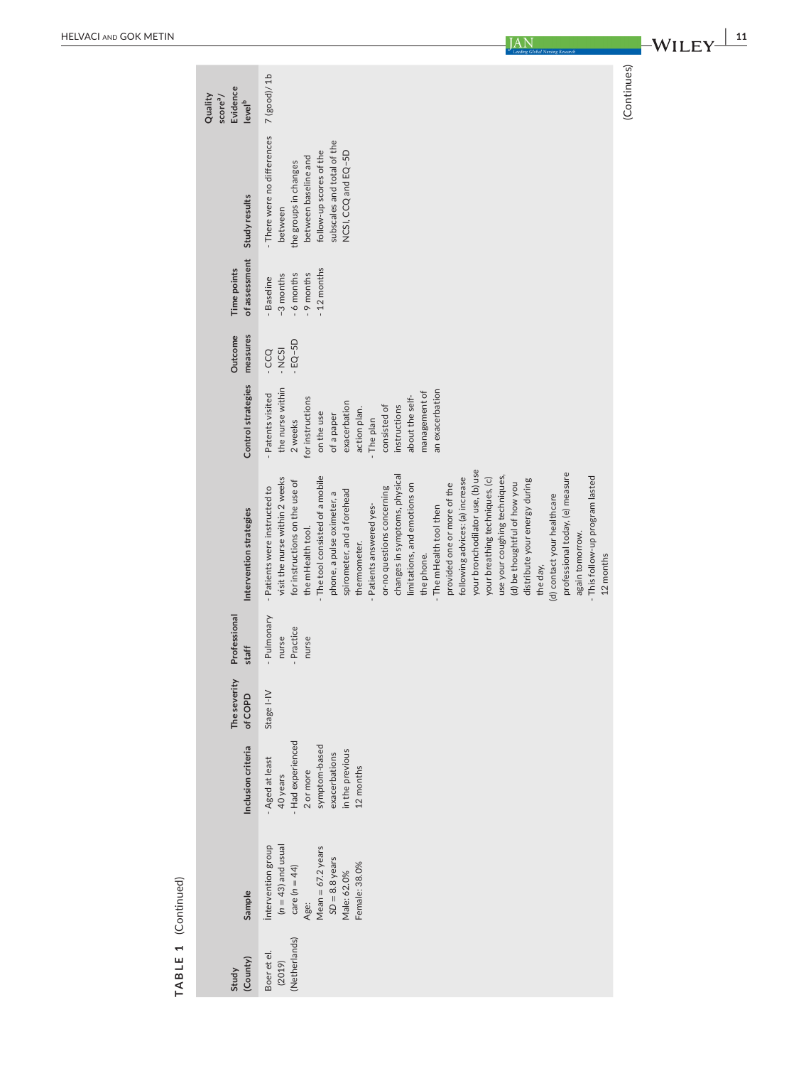**TABLE 1** (Continued)

| Study (County) | Sample | Inclusion criteria | The severity of COPD | Professional staff | Intervention strategies | Control strategies | Outcome measures | Time points of assessment | Study results | Quality score[a]/ Evidence level[b] |
|---|---|---|---|---|---|---|---|---|---|---|
| Boer et el. (2019) (Netherlands) | İntervention group (n = 43) and usual care (n = 44)<br>Age:<br>Mean = 67.2 years<br>SD = 8.8 years<br>Male: 62.0%<br>Female: 38.0% | - Aged at least 40 years<br>- Had experienced 2 or more symptom-based exacerbations in the previous 12 months | Stage I-IV | - Pulmonary nurse<br>- Practice nurse | - Patients were instructed to visit the nurse within 2 weeks for instructions on the use of the mHealth tool.<br>- The tool consisted of a mobile phone, a pulse oximeter, a spirometer, and a forehead thermometer.<br>- Patients answered yes-or-no questions concerning changes in symptoms, physical limitations, and emotions on the phone.<br>- The mHealth tool then provided one or more of the following advices: (a) increase your bronchodilator use, (b) use your breathing techniques, (c) use your coughing techniques, (d) be thoughtful of how you distribute your energy during the day,<br>(d) contact your healthcare professional today, (e) measure again tomorrow.<br>- This follow-up program lasted 12 months | - Patients visited the nurse within 2 weeks for instructions on the use of a paper exacerbation action plan.<br>- The plan consisted of instructions about the self-management of an exacerbation | - CCQ<br>- NCSI<br>- EQ-5D | - Baseline<br>-3 months<br>- 6 months<br>- 9 months<br>- 12 months | - There were no differences between the groups in changes between baseline and follow-up scores of the subscales and total of the NCSI, CCQ and EQ-5D | 7 (good)/ 1b |

(Continues)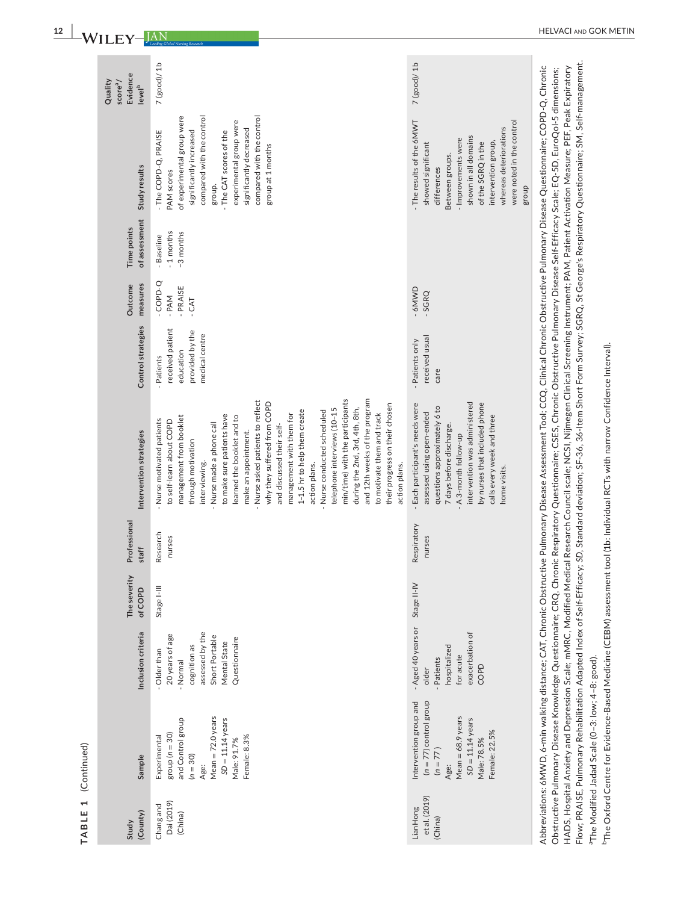**TABLE 1** (Continued)

| Study (County) | Sample | Inclusion criteria | The severity of COPD | Professional staff | Intervention strategies | Control strategies | Outcome measures | Time points of assessment | Study results | Quality score[a]/ Evidence level[b] |
|---|---|---|---|---|---|---|---|---|---|---|
| Chang and Dai (2019) (China) | Experimental group (n = 30) and Control group (n = 30)<br>Age:<br>Mean = 72.0 years<br>SD = 11.14 years<br>Male: 91.7%<br>Female: 8.3% | - Older than 20 years of age<br>- Normal cognition as assessed by the Short Portable Mental State Questionnaire | Stage I-III | Research nurses | - Nurse motivated patients to self-learn about COPD management from booklet through motivation interviewing.<br>- Nurse made a phone call to make sure patients have learned the booklet and to make an appointment.<br>- Nurse asked patients to reflect why they suffered from COPD and discussed their self-management with them for 1-1.5 hr to help them create action plans.<br>- Nurse conducted scheduled telephone interviews (10-15 min/time) with the participants during the 2nd, 3rd, 4th, 8th, and 12th weeks of the program to motivate them and track their progress on their chosen action plans. | - Patients received patient education provided by the medical centre | - COPD-Q<br>- PAM<br>- PRAISE<br>- CAT | - Baseline<br>- 1 months<br>-3 months | - The COPD-Q, PRAISE PAM scores of experimental group were significantly increased compared with the control group.<br>- The CAT scores of the experimental group were significantly decreased compared with the control group at 1 months | 7 (good)/ 1b |
| Lian Hong et al. (2019) (China) | Intervention group and (n = 77) control group (n = 77)<br>Age:<br>Mean = 68.9 years<br>SD = 11.14 years<br>Male: 78.5%<br>Female: 22.5% | - Aged 40 years or older<br>- Patients hospitalized for acute exacerbation of COPD | Stage II-IV | Respiratory nurses | - Each participant's needs were assessed using open-ended questions approximately 6 to 7 days before discharge.<br>- A 3-month follow-up intervention was administered by nurses that included phone calls every week and three home visits. | - Patients only received usual care | - 6MWD<br>- SGRQ | | - The results of the 6MWT showed significant differences Between groups.<br>- Improvements were shown in all domains of the SGRQ in the intervention group, whereas deteriorations were noted in the control group | 7 (good)/ 1b |

Abbreviations: 6MWD, 6-min walking distance; CAT, Chronic Obstructive Pulmonary Disease Assessment Tool; CCQ, Clinical Chronic Obstructive Pulmonary Disease Questionnaire; COPD-Q, Chronic Obstructive Pulmonary Disease Knowledge Questionnaire; CRQ, Chronic Respiratory Questionnaire; CSES, Chronic Obstructive Pulmonary Disease Self-Efficacy Scale; EQ-5D, EuroQol-5 dimensions; HADS, Hospital Anxiety and Depression Scale; mMRC, Modified Medical Research Council scale; NCSI, Nijmegen Clinical Screening Instrument; PAM, Patient Activation Measure; PEF, Peak Expiratory Flow; PRAISE, Pulmonary Rehabilitation Adapted Index of Self-Efficacy; SD, Standard deviation; SF-36, 36-Item Short Form Survey; SGRQ, St George's Respiratory Questionnaire; SM, Self-management.

[a]The Modified Jadad Scale (0–3: low; 4–8: good).

[b]The Oxford Centre for Evidence-Based Medicine (CEBM) assessment tool (1b: Individual RCTs with narrow Confidence Interval).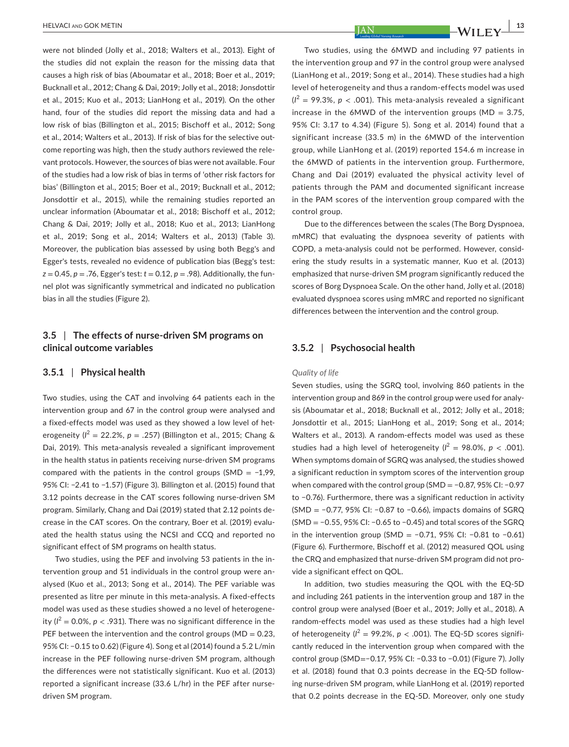were not blinded (Jolly et al., 2018; Walters et al., 2013). Eight of the studies did not explain the reason for the missing data that causes a high risk of bias (Aboumatar et al., 2018; Boer et al., 2019; Bucknall et al., 2012; Chang & Dai, 2019; Jolly et al., 2018; Jonsdottir et al., 2015; Kuo et al., 2013; LianHong et al., 2019). On the other hand, four of the studies did report the missing data and had a low risk of bias (Billington et al., 2015; Bischoff et al., 2012; Song et al., 2014; Walters et al., 2013). If risk of bias for the selective outcome reporting was high, then the study authors reviewed the relevant protocols. However, the sources of bias were not available. Four of the studies had a low risk of bias in terms of 'other risk factors for bias' (Billington et al., 2015; Boer et al., 2019; Bucknall et al., 2012; Jonsdottir et al., 2015), while the remaining studies reported an unclear information (Aboumatar et al., 2018; Bischoff et al., 2012; Chang & Dai, 2019; Jolly et al., 2018; Kuo et al., 2013; LianHong et al., 2019; Song et al., 2014; Walters et al., 2013) (Table 3). Moreover, the publication bias assessed by using both Begg's and Egger's tests, revealed no evidence of publication bias (Begg's test: $z = 0.45$, $p = .76$, Egger's test: $t = 0.12$, $p = .98$). Additionally, the funnel plot was significantly symmetrical and indicated no publication bias in all the studies (Figure 2).

## 3.5 | The effects of nurse-driven SM programs on clinical outcome variables

### 3.5.1 | Physical health

Two studies, using the CAT and involving 64 patients each in the intervention group and 67 in the control group were analysed and a fixed-effects model was used as they showed a low level of heterogeneity ($I^2 = 22.2\%$, $p = .257$) (Billington et al., 2015; Chang & Dai, 2019). This meta-analysis revealed a significant improvement in the health status in patients receiving nurse-driven SM programs compared with the patients in the control groups (SMD = −1,99, 95% CI: −2.41 to −1.57) (Figure 3). Billington et al. (2015) found that 3.12 points decrease in the CAT scores following nurse-driven SM program. Similarly, Chang and Dai (2019) stated that 2.12 points decrease in the CAT scores. On the contrary, Boer et al. (2019) evaluated the health status using the NCSI and CCQ and reported no significant effect of SM programs on health status.

Two studies, using the PEF and involving 53 patients in the intervention group and 51 individuals in the control group were analysed (Kuo et al., 2013; Song et al., 2014). The PEF variable was presented as litre per minute in this meta-analysis. A fixed-effects model was used as these studies showed a no level of heterogeneity ($I^2 = 0.0\%$, $p < .931$). There was no significant difference in the PEF between the intervention and the control groups (MD = 0.23, 95% CI: −0.15 to 0.62) (Figure 4). Song et al (2014) found a 5.2 L/min increase in the PEF following nurse-driven SM program, although the differences were not statistically significant. Kuo et al. (2013) reported a significant increase (33.6 L/hr) in the PEF after nurse-driven SM program.

Two studies, using the 6MWD and including 97 patients in the intervention group and 97 in the control group were analysed (LianHong et al., 2019; Song et al., 2014). These studies had a high level of heterogeneity and thus a random-effects model was used ($I^2 = 99.3\%$, $p < .001$). This meta-analysis revealed a significant increase in the 6MWD of the intervention groups (MD = 3.75, 95% CI: 3.17 to 4.34) (Figure 5). Song et al. 2014) found that a significant increase (33.5 m) in the 6MWD of the intervention group, while LianHong et al. (2019) reported 154.6 m increase in the 6MWD of patients in the intervention group. Furthermore, Chang and Dai (2019) evaluated the physical activity level of patients through the PAM and documented significant increase in the PAM scores of the intervention group compared with the control group.

Due to the differences between the scales (The Borg Dyspnoea, mMRC) that evaluating the dyspnoea severity of patients with COPD, a meta-analysis could not be performed. However, considering the study results in a systematic manner, Kuo et al. (2013) emphasized that nurse-driven SM program significantly reduced the scores of Borg Dyspnoea Scale. On the other hand, Jolly et al. (2018) evaluated dyspnoea scores using mMRC and reported no significant differences between the intervention and the control group.

### 3.5.2 | Psychosocial health

*Quality of life*

Seven studies, using the SGRQ tool, involving 860 patients in the intervention group and 869 in the control group were used for analysis (Aboumatar et al., 2018; Bucknall et al., 2012; Jolly et al., 2018; Jonsdottir et al., 2015; LianHong et al., 2019; Song et al., 2014; Walters et al., 2013). A random-effects model was used as these studies had a high level of heterogeneity ($I^2 = 98.0\%$, $p < .001$). When symptoms domain of SGRQ was analysed, the studies showed a significant reduction in symptom scores of the intervention group when compared with the control group (SMD = −0.87, 95% CI: −0.97 to −0.76). Furthermore, there was a significant reduction in activity (SMD = −0.77, 95% CI: −0.87 to −0.66), impacts domains of SGRQ (SMD = −0.55, 95% CI: −0.65 to −0.45) and total scores of the SGRQ in the intervention group (SMD = −0.71, 95% CI: −0.81 to −0.61) (Figure 6). Furthermore, Bischoff et al. (2012) measured QOL using the CRQ and emphasized that nurse-driven SM program did not provide a significant effect on QOL.

In addition, two studies measuring the QOL with the EQ-5D and including 261 patients in the intervention group and 187 in the control group were analysed (Boer et al., 2019; Jolly et al., 2018). A random-effects model was used as these studies had a high level of heterogeneity ($I^2 = 99.2\%$, $p < .001$). The EQ-5D scores significantly reduced in the intervention group when compared with the control group (SMD=−0.17, 95% CI: −0.33 to −0.01) (Figure 7). Jolly et al. (2018) found that 0.3 points decrease in the EQ-5D following nurse-driven SM program, while LianHong et al. (2019) reported that 0.2 points decrease in the EQ-5D. Moreover, only one study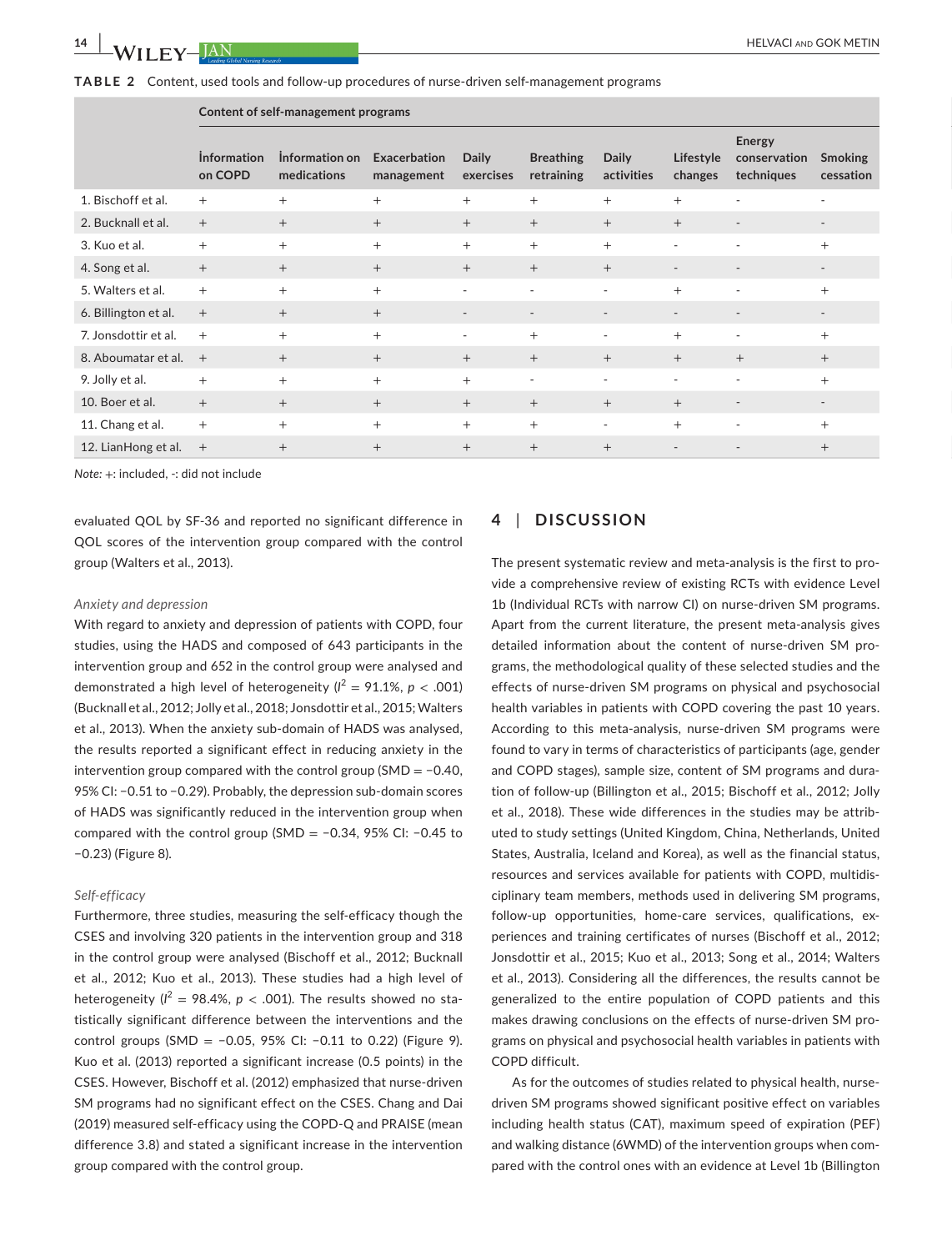**TABLE 2** Content, used tools and follow-up procedures of nurse-driven self-management programs

| | Content of self-management programs | | | | | | | | |
|---|---|---|---|---|---|---|---|---|---|
| | İnformation on COPD | İnformation on medications | Exacerbation management | Daily exercises | Breathing retraining | Daily activities | Lifestyle changes | Energy conservation techniques | Smoking cessation |
| 1. Bischoff et al. | + | + | + | + | + | + | + | - | - |
| 2. Bucknall et al. | + | + | + | + | + | + | + | - | - |
| 3. Kuo et al. | + | + | + | + | + | + | - | - | + |
| 4. Song et al. | + | + | + | + | + | + | - | - | - |
| 5. Walters et al. | + | + | + | - | - | - | + | - | + |
| 6. Billington et al. | + | + | + | - | - | - | - | - | - |
| 7. Jonsdottir et al. | + | + | + | - | + | - | + | - | + |
| 8. Aboumatar et al. | + | + | + | + | + | + | + | + | + |
| 9. Jolly et al. | + | + | + | + | - | - | - | - | + |
| 10. Boer et al. | + | + | + | + | + | + | + | - | - |
| 11. Chang et al. | + | + | + | + | + | - | + | - | + |
| 12. LianHong et al. | + | + | + | + | + | + | - | - | + |

*Note:* +: included, -: did not include

evaluated QOL by SF-36 and reported no significant difference in QOL scores of the intervention group compared with the control group (Walters et al., 2013).

*Anxiety and depression*

With regard to anxiety and depression of patients with COPD, four studies, using the HADS and composed of 643 participants in the intervention group and 652 in the control group were analysed and demonstrated a high level of heterogeneity ($I^2 = 91.1\%$, $p < .001$) (Bucknall et al., 2012; Jolly et al., 2018; Jonsdottir et al., 2015; Walters et al., 2013). When the anxiety sub-domain of HADS was analysed, the results reported a significant effect in reducing anxiety in the intervention group compared with the control group (SMD = −0.40, 95% CI: −0.51 to −0.29). Probably, the depression sub-domain scores of HADS was significantly reduced in the intervention group when compared with the control group (SMD = −0.34, 95% CI: −0.45 to −0.23) (Figure 8).

*Self-efficacy*

Furthermore, three studies, measuring the self-efficacy though the CSES and involving 320 patients in the intervention group and 318 in the control group were analysed (Bischoff et al., 2012; Bucknall et al., 2012; Kuo et al., 2013). These studies had a high level of heterogeneity ($I^2 = 98.4\%$, $p < .001$). The results showed no statistically significant difference between the interventions and the control groups (SMD = −0.05, 95% CI: −0.11 to 0.22) (Figure 9). Kuo et al. (2013) reported a significant increase (0.5 points) in the CSES. However, Bischoff et al. (2012) emphasized that nurse-driven SM programs had no significant effect on the CSES. Chang and Dai (2019) measured self-efficacy using the COPD-Q and PRAISE (mean difference 3.8) and stated a significant increase in the intervention group compared with the control group.

## 4 | DISCUSSION

The present systematic review and meta-analysis is the first to provide a comprehensive review of existing RCTs with evidence Level 1b (Individual RCTs with narrow CI) on nurse-driven SM programs. Apart from the current literature, the present meta-analysis gives detailed information about the content of nurse-driven SM programs, the methodological quality of these selected studies and the effects of nurse-driven SM programs on physical and psychosocial health variables in patients with COPD covering the past 10 years. According to this meta-analysis, nurse-driven SM programs were found to vary in terms of characteristics of participants (age, gender and COPD stages), sample size, content of SM programs and duration of follow-up (Billington et al., 2015; Bischoff et al., 2012; Jolly et al., 2018). These wide differences in the studies may be attributed to study settings (United Kingdom, China, Netherlands, United States, Australia, Iceland and Korea), as well as the financial status, resources and services available for patients with COPD, multidisciplinary team members, methods used in delivering SM programs, follow-up opportunities, home-care services, qualifications, experiences and training certificates of nurses (Bischoff et al., 2012; Jonsdottir et al., 2015; Kuo et al., 2013; Song et al., 2014; Walters et al., 2013). Considering all the differences, the results cannot be generalized to the entire population of COPD patients and this makes drawing conclusions on the effects of nurse-driven SM programs on physical and psychosocial health variables in patients with COPD difficult.

As for the outcomes of studies related to physical health, nurse-driven SM programs showed significant positive effect on variables including health status (CAT), maximum speed of expiration (PEF) and walking distance (6WMD) of the intervention groups when compared with the control ones with an evidence at Level 1b (Billington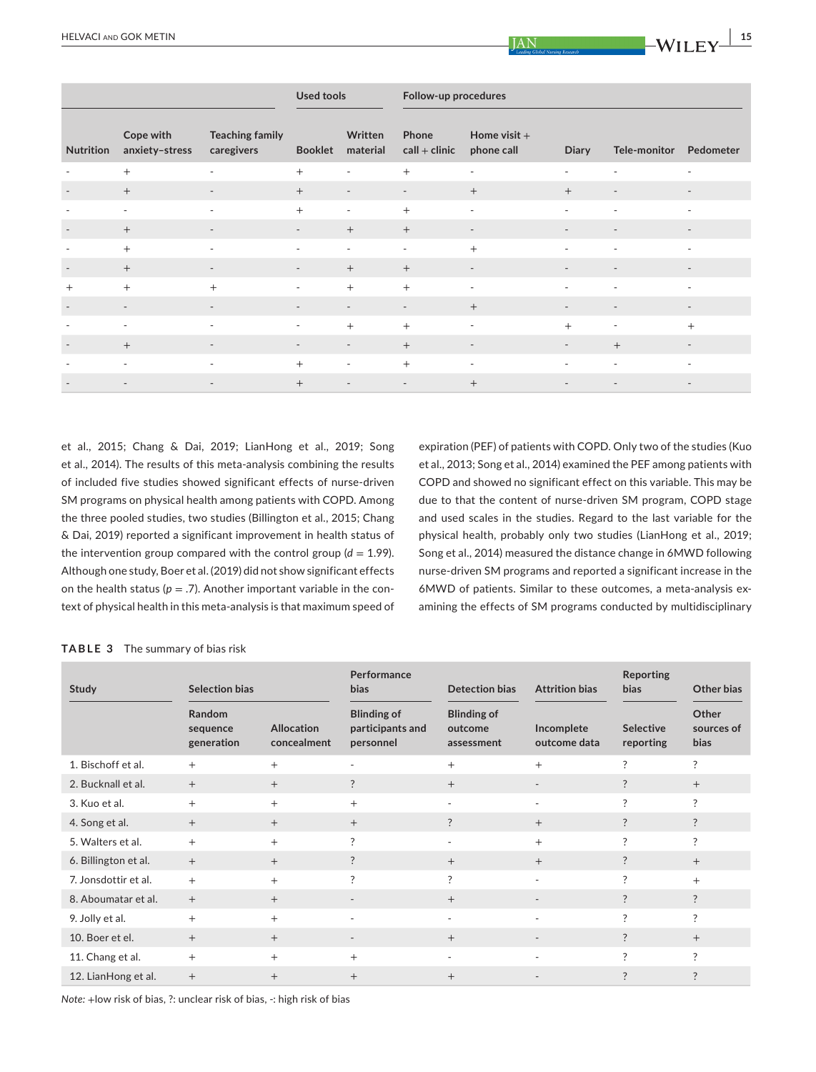| Nutrition | Cope with anxiety–stress | Teaching family caregivers | Used tools | | Follow-up procedures | | | | |
|---|---|---|---|---|---|---|---|---|---|
| | | | Booklet | Written material | Phone call + clinic | Home visit + phone call | Diary | Tele-monitor | Pedometer |
| - | + | - | + | - | + | - | - | - | - |
| - | + | - | + | - | - | + | + | - | - |
| - | - | - | + | - | + | - | - | - | - |
| - | + | - | - | + | + | - | - | - | - |
| - | + | - | - | - | - | + | - | - | - |
| - | + | - | - | + | + | - | - | - | - |
| + | + | + | - | + | + | - | - | - | - |
| - | - | - | - | - | - | + | - | - | - |
| - | - | - | - | + | + | - | + | - | + |
| - | + | - | - | - | + | - | - | + | - |
| - | - | - | + | - | + | - | - | - | - |
| - | - | - | + | - | - | + | - | - | - |

et al., 2015; Chang & Dai, 2019; LianHong et al., 2019; Song et al., 2014). The results of this meta-analysis combining the results of included five studies showed significant effects of nurse-driven SM programs on physical health among patients with COPD. Among the three pooled studies, two studies (Billington et al., 2015; Chang & Dai, 2019) reported a significant improvement in health status of the intervention group compared with the control group ($d = 1.99$). Although one study, Boer et al. (2019) did not show significant effects on the health status ($p = .7$). Another important variable in the context of physical health in this meta-analysis is that maximum speed of expiration (PEF) of patients with COPD. Only two of the studies (Kuo et al., 2013; Song et al., 2014) examined the PEF among patients with COPD and showed no significant effect on this variable. This may be due to that the content of nurse-driven SM program, COPD stage and used scales in the studies. Regard to the last variable for the physical health, probably only two studies (LianHong et al., 2019; Song et al., 2014) measured the distance change in 6MWD following nurse-driven SM programs and reported a significant increase in the 6MWD of patients. Similar to these outcomes, a meta-analysis examining the effects of SM programs conducted by multidisciplinary

**TABLE 3** The summary of bias risk

| Study | Selection bias | | Performance bias | Detection bias | Attrition bias | Reporting bias | Other bias |
|---|---|---|---|---|---|---|---|
| | Random sequence generation | Allocation concealment | Blinding of participants and personnel | Blinding of outcome assessment | Incomplete outcome data | Selective reporting | Other sources of bias |
| 1. Bischoff et al. | + | + | - | + | + | ? | ? |
| 2. Bucknall et al. | + | + | ? | + | - | ? | + |
| 3. Kuo et al. | + | + | + | - | - | ? | ? |
| 4. Song et al. | + | + | + | ? | + | ? | ? |
| 5. Walters et al. | + | + | ? | - | + | ? | ? |
| 6. Billington et al. | + | + | ? | + | + | ? | + |
| 7. Jonsdottir et al. | + | + | ? | ? | - | ? | + |
| 8. Aboumatar et al. | + | + | - | + | - | ? | ? |
| 9. Jolly et al. | + | + | - | - | - | ? | ? |
| 10. Boer et el. | + | + | - | + | - | ? | + |
| 11. Chang et al. | + | + | + | - | - | ? | ? |
| 12. LianHong et al. | + | + | + | + | - | ? | ? |

*Note:* +low risk of bias, ?: unclear risk of bias, -: high risk of bias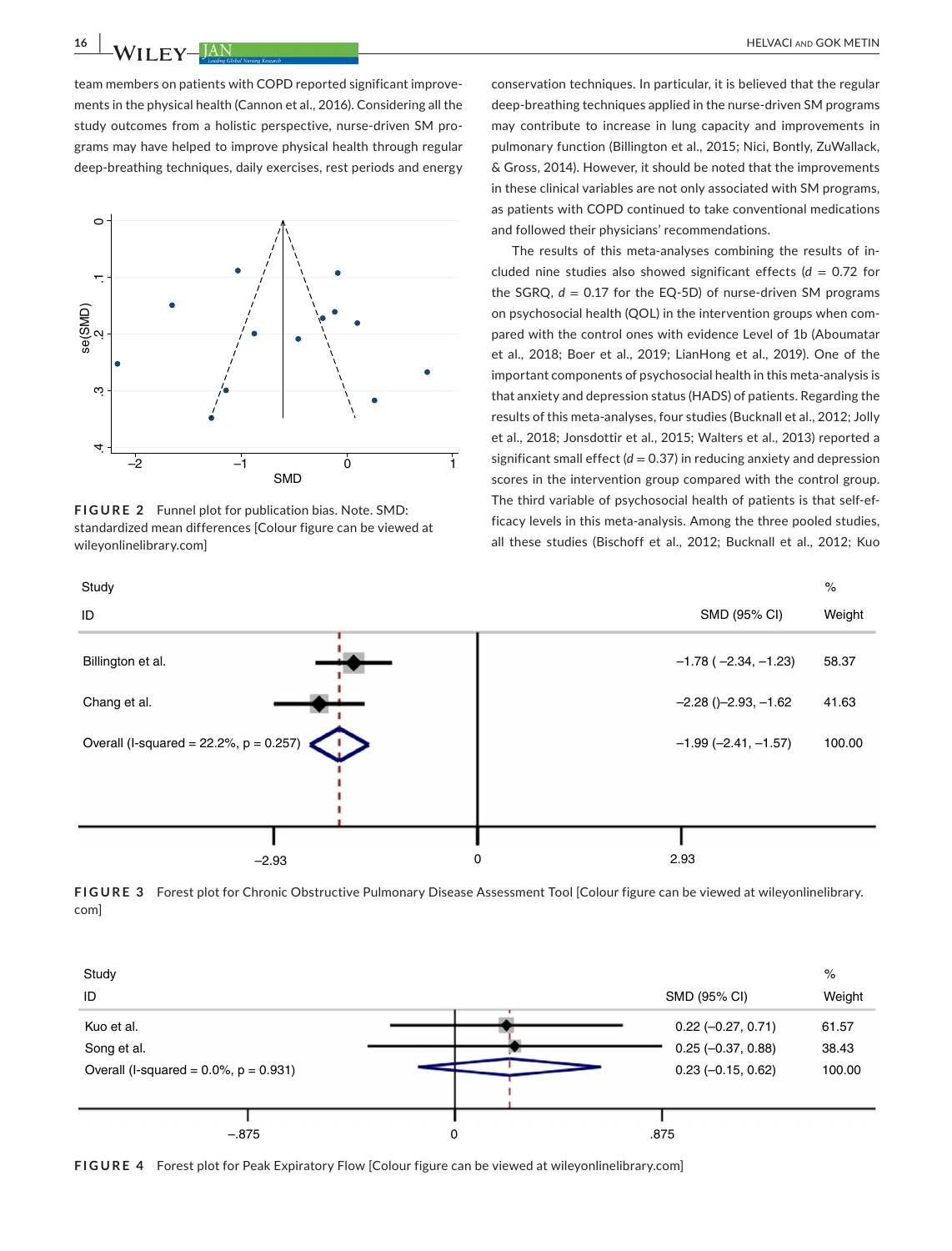team members on patients with COPD reported significant improvements in the physical health (Cannon et al., 2016). Considering all the study outcomes from a holistic perspective, nurse-driven SM programs may have helped to improve physical health through regular deep-breathing techniques, daily exercises, rest periods and energy conservation techniques. In particular, it is believed that the regular deep-breathing techniques applied in the nurse-driven SM programs may contribute to increase in lung capacity and improvements in pulmonary function (Billington et al., 2015; Nici, Bontly, ZuWallack, & Gross, 2014). However, it should be noted that the improvements in these clinical variables are not only associated with SM programs, as patients with COPD continued to take conventional medications and followed their physicians' recommendations.

The results of this meta-analyses combining the results of included nine studies also showed significant effects ($d$ = 0.72 for the SGRQ, $d$ = 0.17 for the EQ-5D) of nurse-driven SM programs on psychosocial health (QOL) in the intervention groups when compared with the control ones with evidence Level of 1b (Aboumatar et al., 2018; Boer et al., 2019; LianHong et al., 2019). One of the important components of psychosocial health in this meta-analysis is that anxiety and depression status (HADS) of patients. Regarding the results of this meta-analyses, four studies (Bucknall et al., 2012; Jolly et al., 2018; Jonsdottir et al., 2015; Walters et al., 2013) reported a significant small effect ($d$ = 0.37) in reducing anxiety and depression scores in the intervention group compared with the control group. The third variable of psychosocial health of patients is that self-efficacy levels in this meta-analysis. Among the three pooled studies, all these studies (Bischoff et al., 2012; Bucknall et al., 2012; Kuo

**FIGURE 2** Funnel plot for publication bias. Note. SMD: standardized mean differences [Colour figure can be viewed at wileyonlinelibrary.com]

| Study ID | SMD (95% CI) | % Weight |
|---|---|---|
| Billington et al. | −1.78 (−2.34, −1.23) | 58.37 |
| Chang et al. | −2.28 ()−2.93, −1.62 | 41.63 |
| Overall (I-squared = 22.2%, p = 0.257) | −1.99 (−2.41, −1.57) | 100.00 |

**FIGURE 3** Forest plot for Chronic Obstructive Pulmonary Disease Assessment Tool [Colour figure can be viewed at wileyonlinelibrary.com]

| Study ID | SMD (95% CI) | % Weight |
|---|---|---|
| Kuo et al. | 0.22 (−0.27, 0.71) | 61.57 |
| Song et al. | 0.25 (−0.37, 0.88) | 38.43 |
| Overall (I-squared = 0.0%, p = 0.931) | 0.23 (−0.15, 0.62) | 100.00 |

**FIGURE 4** Forest plot for Peak Expiratory Flow [Colour figure can be viewed at wileyonlinelibrary.com]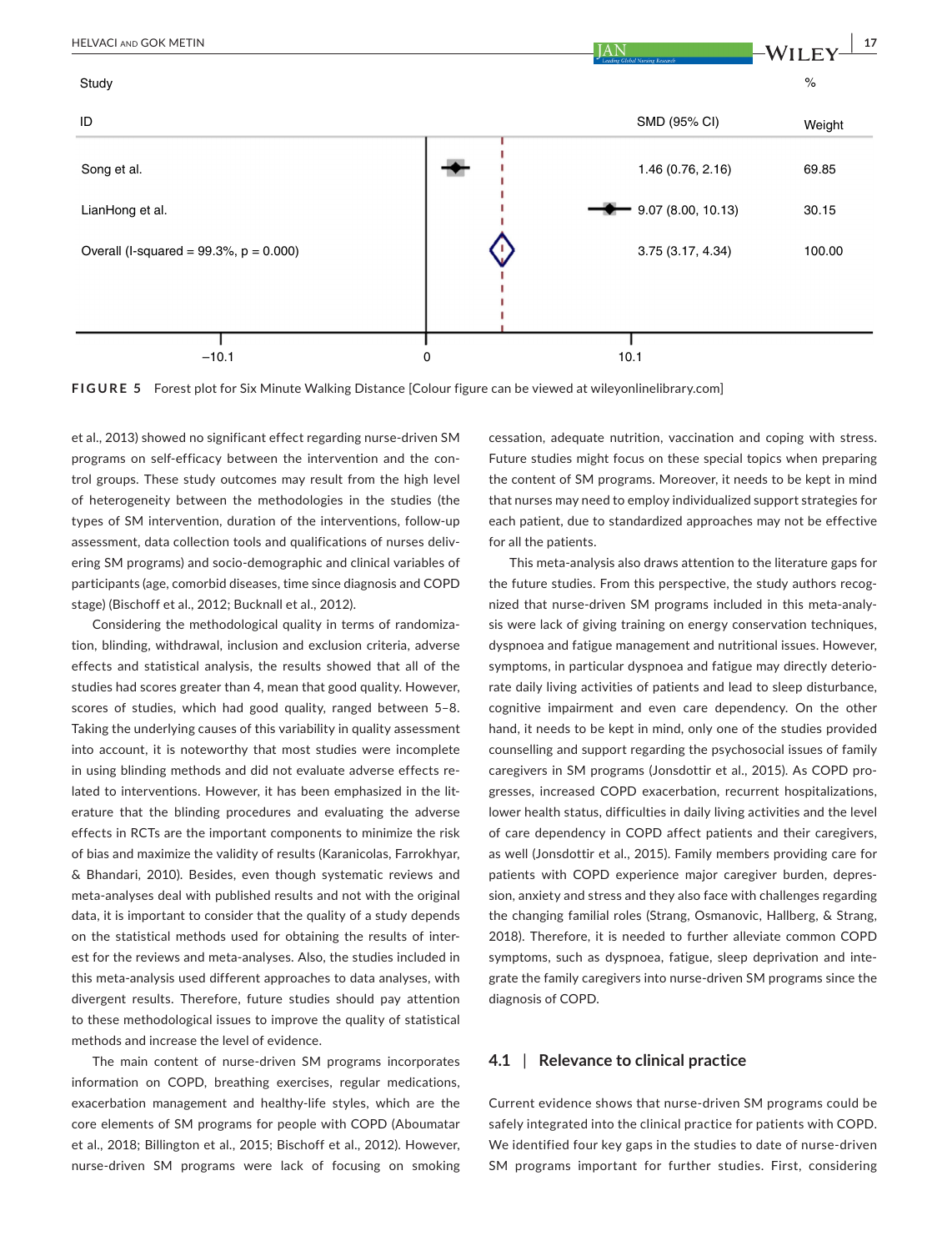| Study ID | SMD (95% CI) | % Weight |
|---|---|---|
| Song et al. | 1.46 (0.76, 2.16) | 69.85 |
| LianHong et al. | 9.07 (8.00, 10.13) | 30.15 |
| Overall (I-squared = 99.3%, p = 0.000) | 3.75 (3.17, 4.34) | 100.00 |

−10.1 0 10.1

**FIGURE 5** Forest plot for Six Minute Walking Distance [Colour figure can be viewed at wileyonlinelibrary.com]

et al., 2013) showed no significant effect regarding nurse-driven SM programs on self-efficacy between the intervention and the control groups. These study outcomes may result from the high level of heterogeneity between the methodologies in the studies (the types of SM intervention, duration of the interventions, follow-up assessment, data collection tools and qualifications of nurses delivering SM programs) and socio-demographic and clinical variables of participants (age, comorbid diseases, time since diagnosis and COPD stage) (Bischoff et al., 2012; Bucknall et al., 2012).

Considering the methodological quality in terms of randomization, blinding, withdrawal, inclusion and exclusion criteria, adverse effects and statistical analysis, the results showed that all of the studies had scores greater than 4, mean that good quality. However, scores of studies, which had good quality, ranged between 5–8. Taking the underlying causes of this variability in quality assessment into account, it is noteworthy that most studies were incomplete in using blinding methods and did not evaluate adverse effects related to interventions. However, it has been emphasized in the literature that the blinding procedures and evaluating the adverse effects in RCTs are the important components to minimize the risk of bias and maximize the validity of results (Karanicolas, Farrokhyar, & Bhandari, 2010). Besides, even though systematic reviews and meta-analyses deal with published results and not with the original data, it is important to consider that the quality of a study depends on the statistical methods used for obtaining the results of interest for the reviews and meta-analyses. Also, the studies included in this meta-analysis used different approaches to data analyses, with divergent results. Therefore, future studies should pay attention to these methodological issues to improve the quality of statistical methods and increase the level of evidence.

The main content of nurse-driven SM programs incorporates information on COPD, breathing exercises, regular medications, exacerbation management and healthy-life styles, which are the core elements of SM programs for people with COPD (Aboumatar et al., 2018; Billington et al., 2015; Bischoff et al., 2012). However, nurse-driven SM programs were lack of focusing on smoking cessation, adequate nutrition, vaccination and coping with stress. Future studies might focus on these special topics when preparing the content of SM programs. Moreover, it needs to be kept in mind that nurses may need to employ individualized support strategies for each patient, due to standardized approaches may not be effective for all the patients.

This meta-analysis also draws attention to the literature gaps for the future studies. From this perspective, the study authors recognized that nurse-driven SM programs included in this meta-analysis were lack of giving training on energy conservation techniques, dyspnoea and fatigue management and nutritional issues. However, symptoms, in particular dyspnoea and fatigue may directly deteriorate daily living activities of patients and lead to sleep disturbance, cognitive impairment and even care dependency. On the other hand, it needs to be kept in mind, only one of the studies provided counselling and support regarding the psychosocial issues of family caregivers in SM programs (Jonsdottir et al., 2015). As COPD progresses, increased COPD exacerbation, recurrent hospitalizations, lower health status, difficulties in daily living activities and the level of care dependency in COPD affect patients and their caregivers, as well (Jonsdottir et al., 2015). Family members providing care for patients with COPD experience major caregiver burden, depression, anxiety and stress and they also face with challenges regarding the changing familial roles (Strang, Osmanovic, Hallberg, & Strang, 2018). Therefore, it is needed to further alleviate common COPD symptoms, such as dyspnoea, fatigue, sleep deprivation and integrate the family caregivers into nurse-driven SM programs since the diagnosis of COPD.

### 4.1 | Relevance to clinical practice

Current evidence shows that nurse-driven SM programs could be safely integrated into the clinical practice for patients with COPD. We identified four key gaps in the studies to date of nurse-driven SM programs important for further studies. First, considering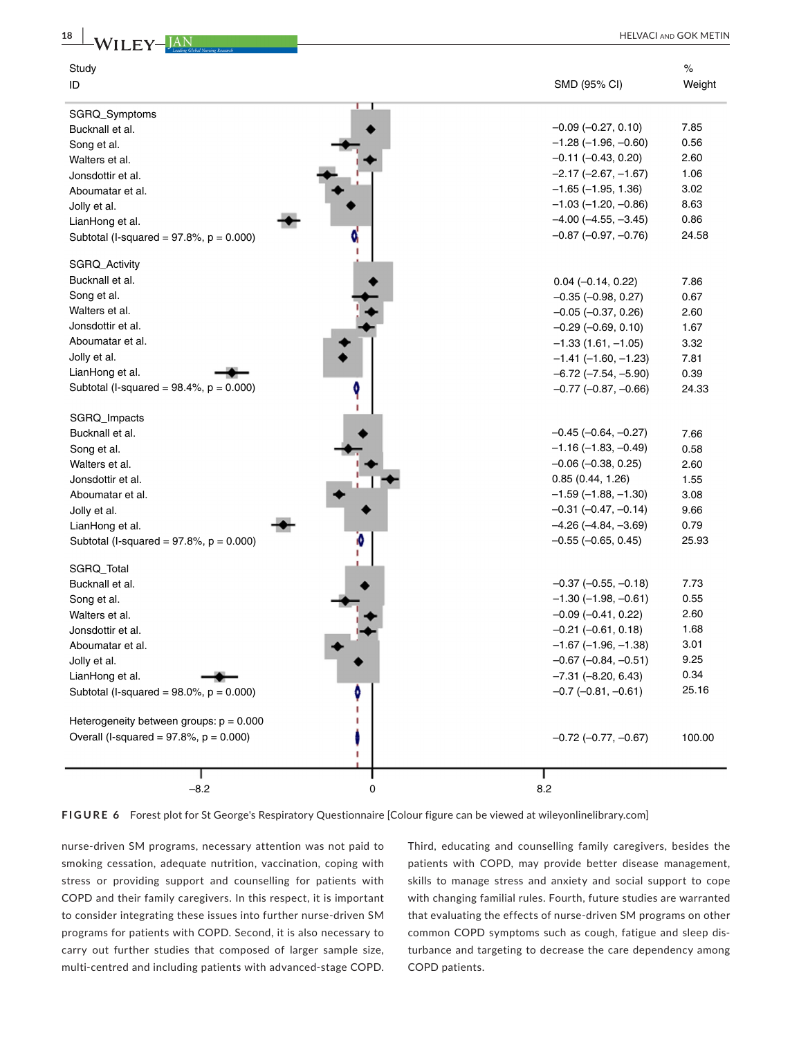| Study ID | SMD (95% CI) | % Weight |
|---|---|---|
| **SGRQ_Symptoms** | | |
| Bucknall et al. | −0.09 (−0.27, 0.10) | 7.85 |
| Song et al. | −1.28 (−1.96, −0.60) | 0.56 |
| Walters et al. | −0.11 (−0.43, 0.20) | 2.60 |
| Jonsdottir et al. | −2.17 (−2.67, −1.67) | 1.06 |
| Aboumatar et al. | −1.65 (−1.95, 1.36) | 3.02 |
| Jolly et al. | −1.03 (−1.20, −0.86) | 8.63 |
| LianHong et al. | −4.00 (−4.55, −3.45) | 0.86 |
| Subtotal (I-squared = 97.8%, p = 0.000) | −0.87 (−0.97, −0.76) | 24.58 |
| **SGRQ_Activity** | | |
| Bucknall et al. | 0.04 (−0.14, 0.22) | 7.86 |
| Song et al. | −0.35 (−0.98, 0.27) | 0.67 |
| Walters et al. | −0.05 (−0.37, 0.26) | 2.60 |
| Jonsdottir et al. | −0.29 (−0.69, 0.10) | 1.67 |
| Aboumatar et al. | −1.33 (1.61, −1.05) | 3.32 |
| Jolly et al. | −1.41 (−1.60, −1.23) | 7.81 |
| LianHong et al. | −6.72 (−7.54, −5.90) | 0.39 |
| Subtotal (I-squared = 98.4%, p = 0.000) | −0.77 (−0.87, −0.66) | 24.33 |
| **SGRQ_Impacts** | | |
| Bucknall et al. | −0.45 (−0.64, −0.27) | 7.66 |
| Song et al. | −1.16 (−1.83, −0.49) | 0.58 |
| Walters et al. | −0.06 (−0.38, 0.25) | 2.60 |
| Jonsdottir et al. | 0.85 (0.44, 1.26) | 1.55 |
| Aboumatar et al. | −1.59 (−1.88, −1.30) | 3.08 |
| Jolly et al. | −0.31 (−0.47, −0.14) | 9.66 |
| LianHong et al. | −4.26 (−4.84, −3.69) | 0.79 |
| Subtotal (I-squared = 97.8%, p = 0.000) | −0.55 (−0.65, 0.45) | 25.93 |
| **SGRQ_Total** | | |
| Bucknall et al. | −0.37 (−0.55, −0.18) | 7.73 |
| Song et al. | −1.30 (−1.98, −0.61) | 0.55 |
| Walters et al. | −0.09 (−0.41, 0.22) | 2.60 |
| Jonsdottir et al. | −0.21 (−0.61, 0.18) | 1.68 |
| Aboumatar et al. | −1.67 (−1.96, −1.38) | 3.01 |
| Jolly et al. | −0.67 (−0.84, −0.51) | 9.25 |
| LianHong et al. | −7.31 (−8.20, 6.43) | 0.34 |
| Subtotal (I-squared = 98.0%, p = 0.000) | −0.7 (−0.81, −0.61) | 25.16 |
| Heterogeneity between groups: p = 0.000 | | |
| Overall (I-squared = 97.8%, p = 0.000) | −0.72 (−0.77, −0.67) | 100.00 |

−8.2 0 8.2

**FIGURE 6** Forest plot for St George's Respiratory Questionnaire [Colour figure can be viewed at wileyonlinelibrary.com]

nurse-driven SM programs, necessary attention was not paid to smoking cessation, adequate nutrition, vaccination, coping with stress or providing support and counselling for patients with COPD and their family caregivers. In this respect, it is important to consider integrating these issues into further nurse-driven SM programs for patients with COPD. Second, it is also necessary to carry out further studies that composed of larger sample size, multi-centred and including patients with advanced-stage COPD. Third, educating and counselling family caregivers, besides the patients with COPD, may provide better disease management, skills to manage stress and anxiety and social support to cope with changing familial rules. Fourth, future studies are warranted that evaluating the effects of nurse-driven SM programs on other common COPD symptoms such as cough, fatigue and sleep disturbance and targeting to decrease the care dependency among COPD patients.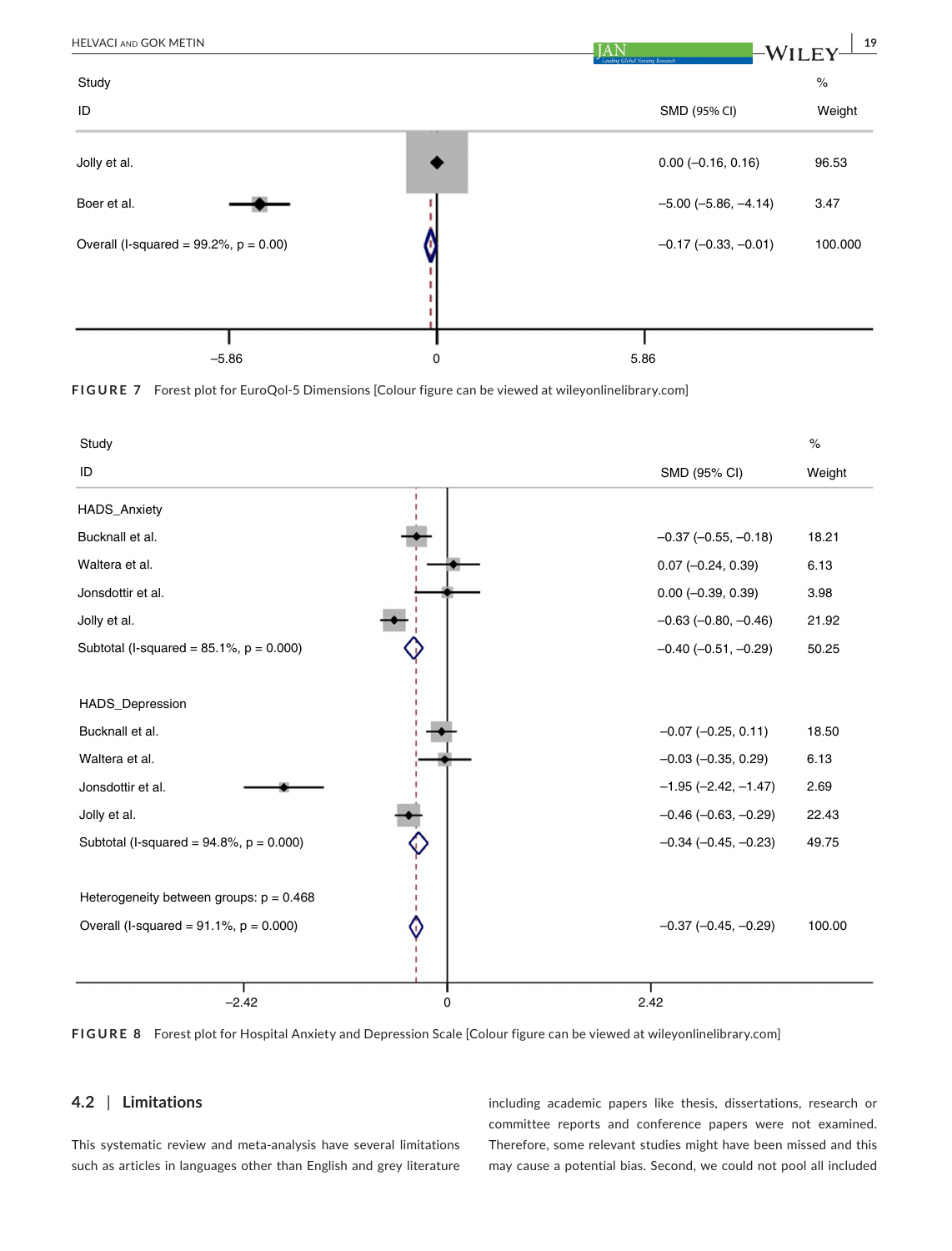| Study ID | SMD (95% CI) | % Weight |
|---|---|---|
| Jolly et al. | 0.00 (–0.16, 0.16) | 96.53 |
| Boer et al. | –5.00 (–5.86, –4.14) | 3.47 |
| Overall (I-squared = 99.2%, p = 0.00) | –0.17 (–0.33, –0.01) | 100.000 |

–5.86 0 5.86

**FIGURE 7** Forest plot for EuroQol-5 Dimensions [Colour figure can be viewed at wileyonlinelibrary.com]

| Study ID | SMD (95% CI) | % Weight |
|---|---|---|
| HADS_Anxiety | | |
| Bucknall et al. | –0.37 (–0.55, –0.18) | 18.21 |
| Waltera et al. | 0.07 (–0.24, 0.39) | 6.13 |
| Jonsdottir et al. | 0.00 (–0.39, 0.39) | 3.98 |
| Jolly et al. | –0.63 (–0.80, –0.46) | 21.92 |
| Subtotal (I-squared = 85.1%, p = 0.000) | –0.40 (–0.51, –0.29) | 50.25 |
| HADS_Depression | | |
| Bucknall et al. | –0.07 (–0.25, 0.11) | 18.50 |
| Waltera et al. | –0.03 (–0.35, 0.29) | 6.13 |
| Jonsdottir et al. | –1.95 (–2.42, –1.47) | 2.69 |
| Jolly et al. | –0.46 (–0.63, –0.29) | 22.43 |
| Subtotal (I-squared = 94.8%, p = 0.000) | –0.34 (–0.45, –0.23) | 49.75 |
| Heterogeneity between groups: p = 0.468 | | |
| Overall (I-squared = 91.1%, p = 0.000) | –0.37 (–0.45, –0.29) | 100.00 |

–2.42 0 2.42

**FIGURE 8** Forest plot for Hospital Anxiety and Depression Scale [Colour figure can be viewed at wileyonlinelibrary.com]

## 4.2 | Limitations

This systematic review and meta-analysis have several limitations such as articles in languages other than English and grey literature including academic papers like thesis, dissertations, research or committee reports and conference papers were not examined. Therefore, some relevant studies might have been missed and this may cause a potential bias. Second, we could not pool all included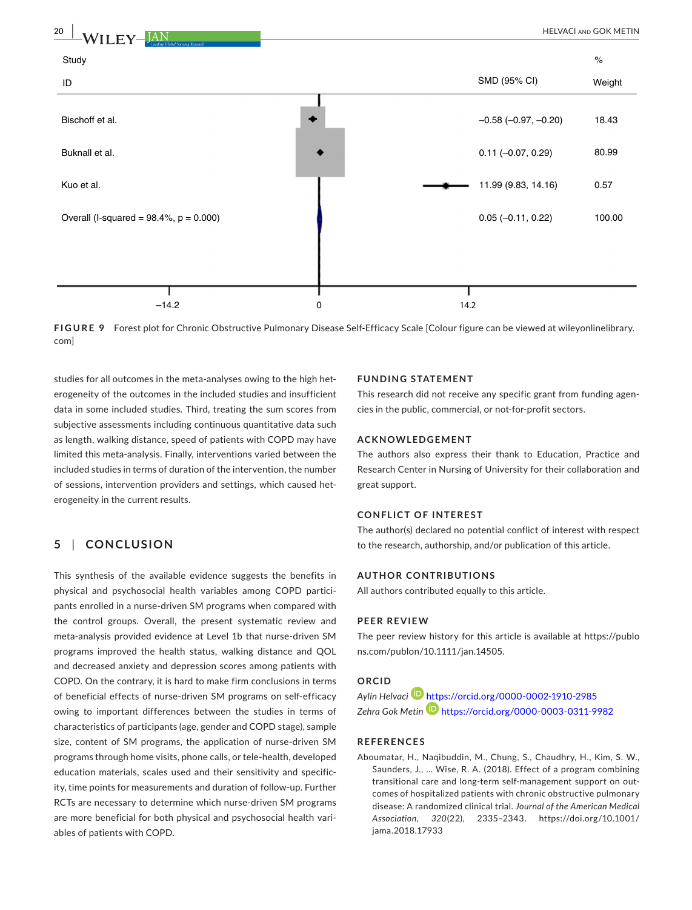| Study ID | SMD (95% CI) | % Weight |
|---|---|---|
| Bischoff et al. | −0.58 (−0.97, −0.20) | 18.43 |
| Buknall et al. | 0.11 (−0.07, 0.29) | 80.99 |
| Kuo et al. | 11.99 (9.83, 14.16) | 0.57 |
| Overall (I-squared = 98.4%, p = 0.000) | 0.05 (−0.11, 0.22) | 100.00 |

−14.2 0 14.2

**FIGURE 9** Forest plot for Chronic Obstructive Pulmonary Disease Self-Efficacy Scale [Colour figure can be viewed at wileyonlinelibrary.com]

studies for all outcomes in the meta-analyses owing to the high heterogeneity of the outcomes in the included studies and insufficient data in some included studies. Third, treating the sum scores from subjective assessments including continuous quantitative data such as length, walking distance, speed of patients with COPD may have limited this meta-analysis. Finally, interventions varied between the included studies in terms of duration of the intervention, the number of sessions, intervention providers and settings, which caused heterogeneity in the current results.

## 5 | CONCLUSION

This synthesis of the available evidence suggests the benefits in physical and psychosocial health variables among COPD participants enrolled in a nurse-driven SM programs when compared with the control groups. Overall, the present systematic review and meta-analysis provided evidence at Level 1b that nurse-driven SM programs improved the health status, walking distance and QOL and decreased anxiety and depression scores among patients with COPD. On the contrary, it is hard to make firm conclusions in terms of beneficial effects of nurse-driven SM programs on self-efficacy owing to important differences between the studies in terms of characteristics of participants (age, gender and COPD stage), sample size, content of SM programs, the application of nurse-driven SM programs through home visits, phone calls, or tele-health, developed education materials, scales used and their sensitivity and specificity, time points for measurements and duration of follow-up. Further RCTs are necessary to determine which nurse-driven SM programs are more beneficial for both physical and psychosocial health variables of patients with COPD.

## FUNDING STATEMENT

This research did not receive any specific grant from funding agencies in the public, commercial, or not-for-profit sectors.

## ACKNOWLEDGEMENT

The authors also express their thank to Education, Practice and Research Center in Nursing of University for their collaboration and great support.

## CONFLICT OF INTEREST

The author(s) declared no potential conflict of interest with respect to the research, authorship, and/or publication of this article.

## AUTHOR CONTRIBUTIONS

All authors contributed equally to this article.

## PEER REVIEW

The peer review history for this article is available at https://publons.com/publon/10.1111/jan.14505.

## ORCID

*Aylin Helvaci* https://orcid.org/0000-0002-1910-2985

*Zehra Gok Metin* https://orcid.org/0000-0003-0311-9982

## REFERENCES

Aboumatar, H., Naqibuddin, M., Chung, S., Chaudhry, H., Kim, S. W., Saunders, J., … Wise, R. A. (2018). Effect of a program combining transitional care and long-term self-management support on outcomes of hospitalized patients with chronic obstructive pulmonary disease: A randomized clinical trial. *Journal of the American Medical Association*, *320*(22), 2335–2343. https://doi.org/10.1001/jama.2018.17933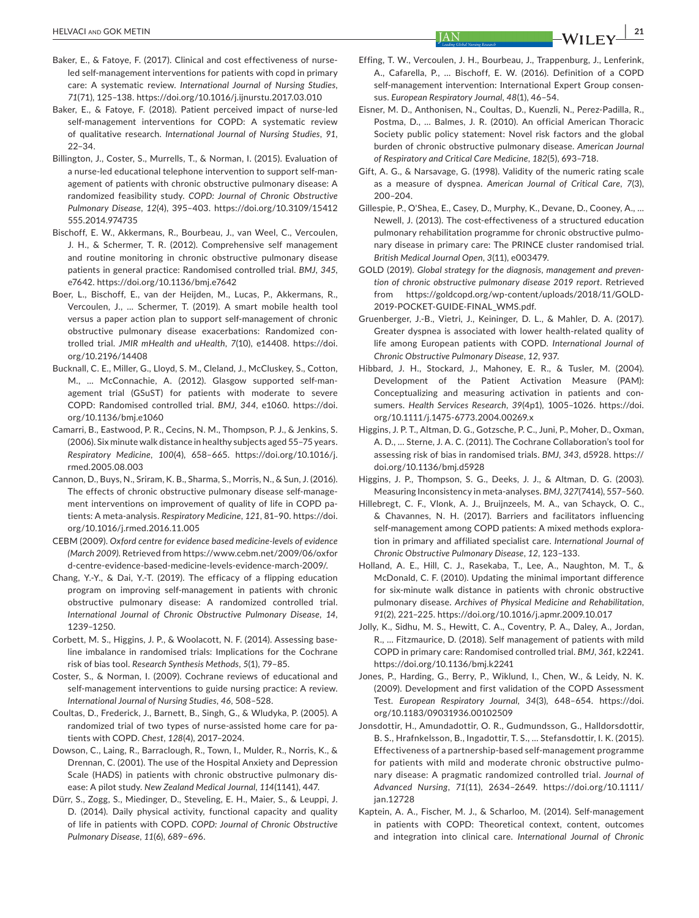Baker, E., & Fatoye, F. (2017). Clinical and cost effectiveness of nurse-led self-management interventions for patients with copd in primary care: A systematic review. *International Journal of Nursing Studies*, *71*(71), 125–138. https://doi.org/10.1016/j.ijnurstu.2017.03.010

Baker, E., & Fatoye, F. (2018). Patient perceived impact of nurse-led self-management interventions for COPD: A systematic review of qualitative research. *International Journal of Nursing Studies*, *91*, 22–34.

Billington, J., Coster, S., Murrells, T., & Norman, I. (2015). Evaluation of a nurse-led educational telephone intervention to support self-management of patients with chronic obstructive pulmonary disease: A randomized feasibility study. *COPD: Journal of Chronic Obstructive Pulmonary Disease*, *12*(4), 395–403. https://doi.org/10.3109/15412555.2014.974735

Bischoff, E. W., Akkermans, R., Bourbeau, J., van Weel, C., Vercoulen, J. H., & Schermer, T. R. (2012). Comprehensive self management and routine monitoring in chronic obstructive pulmonary disease patients in general practice: Randomised controlled trial. *BMJ*, *345*, e7642. https://doi.org/10.1136/bmj.e7642

Boer, L., Bischoff, E., van der Heijden, M., Lucas, P., Akkermans, R., Vercoulen, J., … Schermer, T. (2019). A smart mobile health tool versus a paper action plan to support self-management of chronic obstructive pulmonary disease exacerbations: Randomized controlled trial. *JMIR mHealth and uHealth*, *7*(10), e14408. https://doi.org/10.2196/14408

Bucknall, C. E., Miller, G., Lloyd, S. M., Cleland, J., McCluskey, S., Cotton, M., … McConnachie, A. (2012). Glasgow supported self-management trial (GSuST) for patients with moderate to severe COPD: Randomised controlled trial. *BMJ*, *344*, e1060. https://doi.org/10.1136/bmj.e1060

Camarri, B., Eastwood, P. R., Cecins, N. M., Thompson, P. J., & Jenkins, S. (2006). Six minute walk distance in healthy subjects aged 55–75 years. *Respiratory Medicine*, *100*(4), 658–665. https://doi.org/10.1016/j.rmed.2005.08.003

Cannon, D., Buys, N., Sriram, K. B., Sharma, S., Morris, N., & Sun, J. (2016). The effects of chronic obstructive pulmonary disease self-management interventions on improvement of quality of life in COPD patients: A meta-analysis. *Respiratory Medicine*, *121*, 81–90. https://doi.org/10.1016/j.rmed.2016.11.005

CEBM (2009). *Oxford centre for evidence based medicine-levels of evidence (March 2009)*. Retrieved from https://www.cebm.net/2009/06/oxford-centre-evidence-based-medicine-levels-evidence-march-2009/.

Chang, Y.-Y., & Dai, Y.-T. (2019). The efficacy of a flipping education program on improving self-management in patients with chronic obstructive pulmonary disease: A randomized controlled trial. *International Journal of Chronic Obstructive Pulmonary Disease*, *14*, 1239–1250.

Corbett, M. S., Higgins, J. P., & Woolacott, N. F. (2014). Assessing baseline imbalance in randomised trials: Implications for the Cochrane risk of bias tool. *Research Synthesis Methods*, *5*(1), 79–85.

Coster, S., & Norman, I. (2009). Cochrane reviews of educational and self-management interventions to guide nursing practice: A review. *International Journal of Nursing Studies*, *46*, 508–528.

Coultas, D., Frederick, J., Barnett, B., Singh, G., & Wludyka, P. (2005). A randomized trial of two types of nurse-assisted home care for patients with COPD. *Chest*, *128*(4), 2017–2024.

Dowson, C., Laing, R., Barraclough, R., Town, I., Mulder, R., Norris, K., & Drennan, C. (2001). The use of the Hospital Anxiety and Depression Scale (HADS) in patients with chronic obstructive pulmonary disease: A pilot study. *New Zealand Medical Journal*, *114*(1141), 447.

Dürr, S., Zogg, S., Miedinger, D., Steveling, E. H., Maier, S., & Leuppi, J. D. (2014). Daily physical activity, functional capacity and quality of life in patients with COPD. *COPD: Journal of Chronic Obstructive Pulmonary Disease*, *11*(6), 689–696.

Effing, T. W., Vercoulen, J. H., Bourbeau, J., Trappenburg, J., Lenferink, A., Cafarella, P., … Bischoff, E. W. (2016). Definition of a COPD self-management intervention: International Expert Group consensus. *European Respiratory Journal*, *48*(1), 46–54.

Eisner, M. D., Anthonisen, N., Coultas, D., Kuenzli, N., Perez-Padilla, R., Postma, D., … Balmes, J. R. (2010). An official American Thoracic Society public policy statement: Novel risk factors and the global burden of chronic obstructive pulmonary disease. *American Journal of Respiratory and Critical Care Medicine*, *182*(5), 693–718.

Gift, A. G., & Narsavage, G. (1998). Validity of the numeric rating scale as a measure of dyspnea. *American Journal of Critical Care*, *7*(3), 200–204.

Gillespie, P., O'Shea, E., Casey, D., Murphy, K., Devane, D., Cooney, A., … Newell, J. (2013). The cost-effectiveness of a structured education pulmonary rehabilitation programme for chronic obstructive pulmonary disease in primary care: The PRINCE cluster randomised trial. *British Medical Journal Open*, *3*(11), e003479.

GOLD (2019). *Global strategy for the diagnosis, management and prevention of chronic obstructive pulmonary disease 2019 report*. Retrieved from https://goldcopd.org/wp-content/uploads/2018/11/GOLD-2019-POCKET-GUIDE-FINAL_WMS.pdf.

Gruenberger, J.-B., Vietri, J., Keininger, D. L., & Mahler, D. A. (2017). Greater dyspnea is associated with lower health-related quality of life among European patients with COPD. *International Journal of Chronic Obstructive Pulmonary Disease*, *12*, 937.

Hibbard, J. H., Stockard, J., Mahoney, E. R., & Tusler, M. (2004). Development of the Patient Activation Measure (PAM): Conceptualizing and measuring activation in patients and consumers. *Health Services Research*, *39*(4p1), 1005–1026. https://doi.org/10.1111/j.1475-6773.2004.00269.x

Higgins, J. P. T., Altman, D. G., Gotzsche, P. C., Juni, P., Moher, D., Oxman, A. D., … Sterne, J. A. C. (2011). The Cochrane Collaboration's tool for assessing risk of bias in randomised trials. *BMJ*, *343*, d5928. https://doi.org/10.1136/bmj.d5928

Higgins, J. P., Thompson, S. G., Deeks, J. J., & Altman, D. G. (2003). Measuring Inconsistency in meta-analyses. *BMJ*, *327*(7414), 557–560.

Hillebregt, C. F., Vlonk, A. J., Bruijnzeels, M. A., van Schayck, O. C., & Chavannes, N. H. (2017). Barriers and facilitators influencing self-management among COPD patients: A mixed methods exploration in primary and affiliated specialist care. *International Journal of Chronic Obstructive Pulmonary Disease*, *12*, 123–133.

Holland, A. E., Hill, C. J., Rasekaba, T., Lee, A., Naughton, M. T., & McDonald, C. F. (2010). Updating the minimal important difference for six-minute walk distance in patients with chronic obstructive pulmonary disease. *Archives of Physical Medicine and Rehabilitation*, *91*(2), 221–225. https://doi.org/10.1016/j.apmr.2009.10.017

Jolly, K., Sidhu, M. S., Hewitt, C. A., Coventry, P. A., Daley, A., Jordan, R., … Fitzmaurice, D. (2018). Self management of patients with mild COPD in primary care: Randomised controlled trial. *BMJ*, *361*, k2241. https://doi.org/10.1136/bmj.k2241

Jones, P., Harding, G., Berry, P., Wiklund, I., Chen, W., & Leidy, N. K. (2009). Development and first validation of the COPD Assessment Test. *European Respiratory Journal*, *34*(3), 648–654. https://doi.org/10.1183/09031936.00102509

Jonsdottir, H., Amundadottir, O. R., Gudmundsson, G., Halldorsdottir, B. S., Hrafnkelsson, B., Ingadottir, T. S., … Stefansdottir, I. K. (2015). Effectiveness of a partnership-based self-management programme for patients with mild and moderate chronic obstructive pulmonary disease: A pragmatic randomized controlled trial. *Journal of Advanced Nursing*, *71*(11), 2634–2649. https://doi.org/10.1111/jan.12728

Kaptein, A. A., Fischer, M. J., & Scharloo, M. (2014). Self-management in patients with COPD: Theoretical context, content, outcomes and integration into clinical care. *International Journal of Chronic*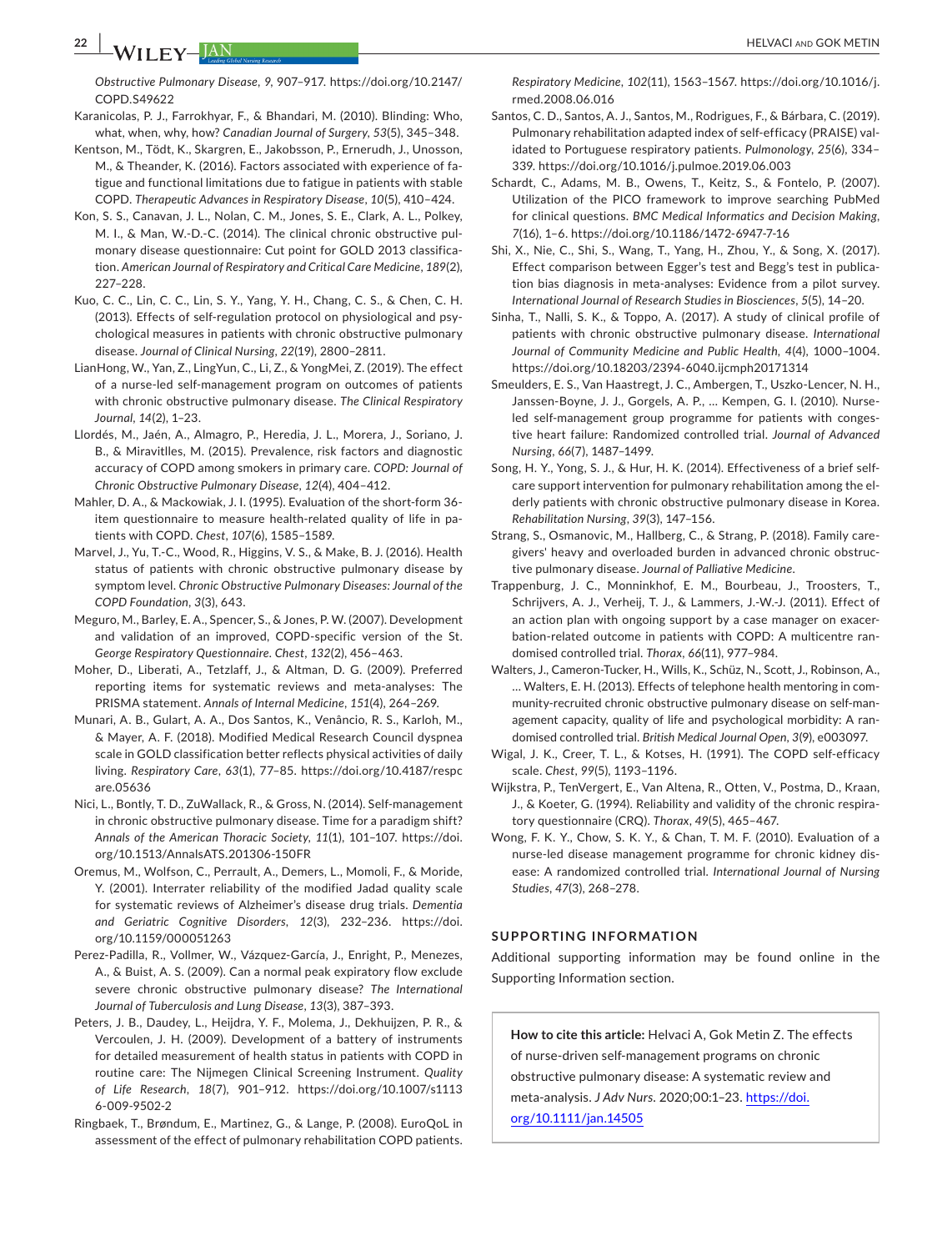*Obstructive Pulmonary Disease*, *9*, 907–917. https://doi.org/10.2147/COPD.S49622

Karanicolas, P. J., Farrokhyar, F., & Bhandari, M. (2010). Blinding: Who, what, when, why, how? *Canadian Journal of Surgery*, *53*(5), 345–348.

Kentson, M., Tödt, K., Skargren, E., Jakobsson, P., Ernerudh, J., Unosson, M., & Theander, K. (2016). Factors associated with experience of fatigue and functional limitations due to fatigue in patients with stable COPD. *Therapeutic Advances in Respiratory Disease*, *10*(5), 410–424.

Kon, S. S., Canavan, J. L., Nolan, C. M., Jones, S. E., Clark, A. L., Polkey, M. I., & Man, W.-D.-C. (2014). The clinical chronic obstructive pulmonary disease questionnaire: Cut point for GOLD 2013 classification. *American Journal of Respiratory and Critical Care Medicine*, *189*(2), 227–228.

Kuo, C. C., Lin, C. C., Lin, S. Y., Yang, Y. H., Chang, C. S., & Chen, C. H. (2013). Effects of self-regulation protocol on physiological and psychological measures in patients with chronic obstructive pulmonary disease. *Journal of Clinical Nursing*, *22*(19), 2800–2811.

LianHong, W., Yan, Z., LingYun, C., Li, Z., & YongMei, Z. (2019). The effect of a nurse-led self-management program on outcomes of patients with chronic obstructive pulmonary disease. *The Clinical Respiratory Journal*, *14*(2), 1–23.

Llordés, M., Jaén, A., Almagro, P., Heredia, J. L., Morera, J., Soriano, J. B., & Miravitlles, M. (2015). Prevalence, risk factors and diagnostic accuracy of COPD among smokers in primary care. *COPD: Journal of Chronic Obstructive Pulmonary Disease*, *12*(4), 404–412.

Mahler, D. A., & Mackowiak, J. I. (1995). Evaluation of the short-form 36-item questionnaire to measure health-related quality of life in patients with COPD. *Chest*, *107*(6), 1585–1589.

Marvel, J., Yu, T.-C., Wood, R., Higgins, V. S., & Make, B. J. (2016). Health status of patients with chronic obstructive pulmonary disease by symptom level. *Chronic Obstructive Pulmonary Diseases: Journal of the COPD Foundation*, *3*(3), 643.

Meguro, M., Barley, E. A., Spencer, S., & Jones, P. W. (2007). Development and validation of an improved, COPD-specific version of the St. George Respiratory Questionnaire. *Chest*, *132*(2), 456–463.

Moher, D., Liberati, A., Tetzlaff, J., & Altman, D. G. (2009). Preferred reporting items for systematic reviews and meta-analyses: The PRISMA statement. *Annals of Internal Medicine*, *151*(4), 264–269.

Munari, A. B., Gulart, A. A., Dos Santos, K., Venâncio, R. S., Karloh, M., & Mayer, A. F. (2018). Modified Medical Research Council dyspnea scale in GOLD classification better reflects physical activities of daily living. *Respiratory Care*, *63*(1), 77–85. https://doi.org/10.4187/respcare.05636

Nici, L., Bontly, T. D., ZuWallack, R., & Gross, N. (2014). Self-management in chronic obstructive pulmonary disease. Time for a paradigm shift? *Annals of the American Thoracic Society*, *11*(1), 101–107. https://doi.org/10.1513/AnnalsATS.201306-150FR

Oremus, M., Wolfson, C., Perrault, A., Demers, L., Momoli, F., & Moride, Y. (2001). Interrater reliability of the modified Jadad quality scale for systematic reviews of Alzheimer's disease drug trials. *Dementia and Geriatric Cognitive Disorders*, *12*(3), 232–236. https://doi.org/10.1159/000051263

Perez-Padilla, R., Vollmer, W., Vázquez-García, J., Enright, P., Menezes, A., & Buist, A. S. (2009). Can a normal peak expiratory flow exclude severe chronic obstructive pulmonary disease? *The International Journal of Tuberculosis and Lung Disease*, *13*(3), 387–393.

Peters, J. B., Daudey, L., Heijdra, Y. F., Molema, J., Dekhuijzen, P. R., & Vercoulen, J. H. (2009). Development of a battery of instruments for detailed measurement of health status in patients with COPD in routine care: The Nijmegen Clinical Screening Instrument. *Quality of Life Research*, *18*(7), 901–912. https://doi.org/10.1007/s11136-009-9502-2

Ringbaek, T., Brøndum, E., Martinez, G., & Lange, P. (2008). EuroQoL in assessment of the effect of pulmonary rehabilitation COPD patients. *Respiratory Medicine*, *102*(11), 1563–1567. https://doi.org/10.1016/j.rmed.2008.06.016

Santos, C. D., Santos, A. J., Santos, M., Rodrigues, F., & Bárbara, C. (2019). Pulmonary rehabilitation adapted index of self-efficacy (PRAISE) validated to Portuguese respiratory patients. *Pulmonology*, *25*(6), 334–339. https://doi.org/10.1016/j.pulmoe.2019.06.003

Schardt, C., Adams, M. B., Owens, T., Keitz, S., & Fontelo, P. (2007). Utilization of the PICO framework to improve searching PubMed for clinical questions. *BMC Medical Informatics and Decision Making*, *7*(16), 1–6. https://doi.org/10.1186/1472-6947-7-16

Shi, X., Nie, C., Shi, S., Wang, T., Yang, H., Zhou, Y., & Song, X. (2017). Effect comparison between Egger's test and Begg's test in publication bias diagnosis in meta-analyses: Evidence from a pilot survey. *International Journal of Research Studies in Biosciences*, *5*(5), 14–20.

Sinha, T., Nalli, S. K., & Toppo, A. (2017). A study of clinical profile of patients with chronic obstructive pulmonary disease. *International Journal of Community Medicine and Public Health*, *4*(4), 1000–1004. https://doi.org/10.18203/2394-6040.ijcmph20171314

Smeulders, E. S., Van Haastregt, J. C., Ambergen, T., Uszko-Lencer, N. H., Janssen-Boyne, J. J., Gorgels, A. P., … Kempen, G. I. (2010). Nurse-led self-management group programme for patients with congestive heart failure: Randomized controlled trial. *Journal of Advanced Nursing*, *66*(7), 1487–1499.

Song, H. Y., Yong, S. J., & Hur, H. K. (2014). Effectiveness of a brief self-care support intervention for pulmonary rehabilitation among the elderly patients with chronic obstructive pulmonary disease in Korea. *Rehabilitation Nursing*, *39*(3), 147–156.

Strang, S., Osmanovic, M., Hallberg, C., & Strang, P. (2018). Family caregivers' heavy and overloaded burden in advanced chronic obstructive pulmonary disease. *Journal of Palliative Medicine*.

Trappenburg, J. C., Monninkhof, E. M., Bourbeau, J., Troosters, T., Schrijvers, A. J., Verheij, T. J., & Lammers, J.-W.-J. (2011). Effect of an action plan with ongoing support by a case manager on exacerbation-related outcome in patients with COPD: A multicentre randomised controlled trial. *Thorax*, *66*(11), 977–984.

Walters, J., Cameron-Tucker, H., Wills, K., Schüz, N., Scott, J., Robinson, A., … Walters, E. H. (2013). Effects of telephone health mentoring in community-recruited chronic obstructive pulmonary disease on self-management capacity, quality of life and psychological morbidity: A randomised controlled trial. *British Medical Journal Open*, *3*(9), e003097.

Wigal, J. K., Creer, T. L., & Kotses, H. (1991). The COPD self-efficacy scale. *Chest*, *99*(5), 1193–1196.

Wijkstra, P., TenVergert, E., Van Altena, R., Otten, V., Postma, D., Kraan, J., & Koeter, G. (1994). Reliability and validity of the chronic respiratory questionnaire (CRQ). *Thorax*, *49*(5), 465–467.

Wong, F. K. Y., Chow, S. K. Y., & Chan, T. M. F. (2010). Evaluation of a nurse-led disease management programme for chronic kidney disease: A randomized controlled trial. *International Journal of Nursing Studies*, *47*(3), 268–278.

## SUPPORTING INFORMATION

Additional supporting information may be found online in the Supporting Information section.

**How to cite this article:** Helvaci A, Gok Metin Z. The effects of nurse-driven self-management programs on chronic obstructive pulmonary disease: A systematic review and meta-analysis. *J Adv Nurs*. 2020;00:1–23. https://doi.org/10.1111/jan.14505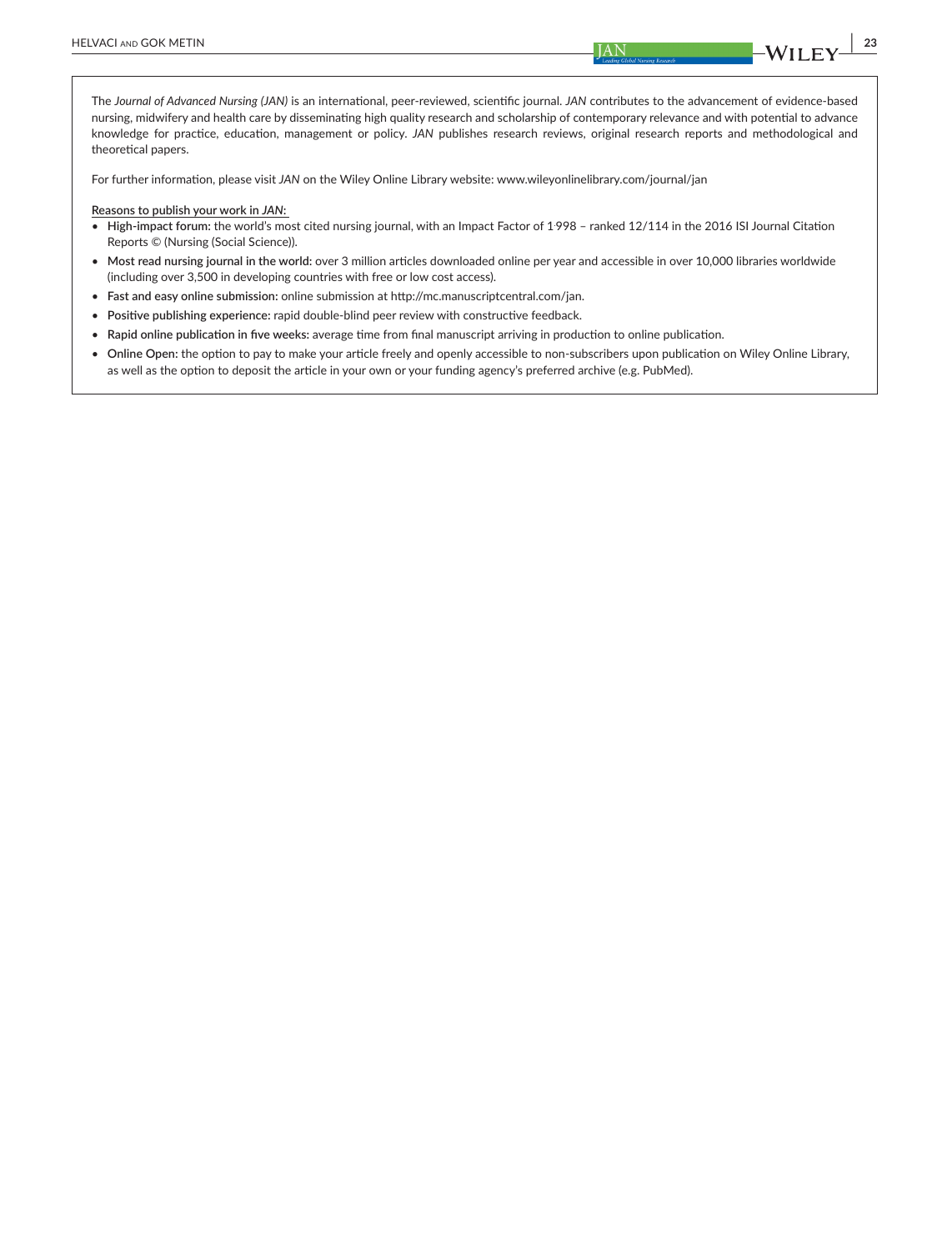The *Journal of Advanced Nursing (JAN)* is an international, peer-reviewed, scientific journal. *JAN* contributes to the advancement of evidence-based nursing, midwifery and health care by disseminating high quality research and scholarship of contemporary relevance and with potential to advance knowledge for practice, education, management or policy. *JAN* publishes research reviews, original research reports and methodological and theoretical papers.

For further information, please visit *JAN* on the Wiley Online Library website: www.wileyonlinelibrary.com/journal/jan

Reasons to publish your work in *JAN*:

- **High-impact forum:** the world's most cited nursing journal, with an Impact Factor of 1·998 – ranked 12/114 in the 2016 ISI Journal Citation Reports © (Nursing (Social Science)).
- **Most read nursing journal in the world:** over 3 million articles downloaded online per year and accessible in over 10,000 libraries worldwide (including over 3,500 in developing countries with free or low cost access).
- **Fast and easy online submission:** online submission at http://mc.manuscriptcentral.com/jan.
- **Positive publishing experience:** rapid double-blind peer review with constructive feedback.
- **Rapid online publication in five weeks:** average time from final manuscript arriving in production to online publication.
- **Online Open:** the option to pay to make your article freely and openly accessible to non-subscribers upon publication on Wiley Online Library, as well as the option to deposit the article in your own or your funding agency's preferred archive (e.g. PubMed).